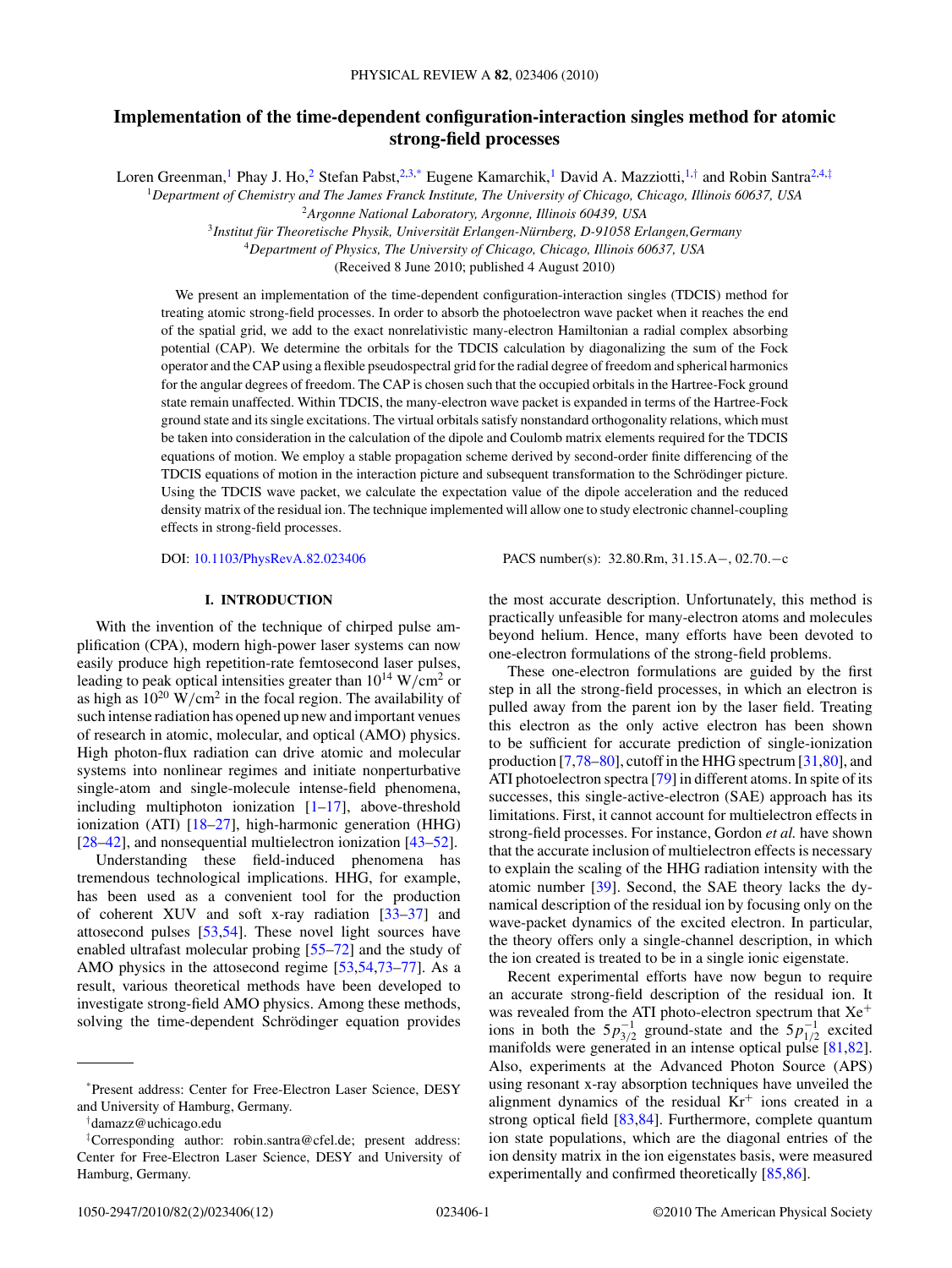# Implementation of the time-dependent configuration-interaction singles method for atomic strong-field processes

Loren Greenman,[1] Phay J. Ho,[2] Stefan Pabst,[2,3,*] Eugene Kamarchik,[1] David A. Mazziotti,[1,†] and Robin Santra[2,4,‡]

[1]*Department of Chemistry and The James Franck Institute, The University of Chicago, Chicago, Illinois 60637, USA*

[2]*Argonne National Laboratory, Argonne, Illinois 60439, USA*

[3]*Institut für Theoretische Physik, Universität Erlangen-Nürnberg, D-91058 Erlangen,Germany*

[4]*Department of Physics, The University of Chicago, Chicago, Illinois 60637, USA*

(Received 8 June 2010; published 4 August 2010)

We present an implementation of the time-dependent configuration-interaction singles (TDCIS) method for treating atomic strong-field processes. In order to absorb the photoelectron wave packet when it reaches the end of the spatial grid, we add to the exact nonrelativistic many-electron Hamiltonian a radial complex absorbing potential (CAP). We determine the orbitals for the TDCIS calculation by diagonalizing the sum of the Fock operator and the CAP using a flexible pseudospectral grid for the radial degree of freedom and spherical harmonics for the angular degrees of freedom. The CAP is chosen such that the occupied orbitals in the Hartree-Fock ground state remain unaffected. Within TDCIS, the many-electron wave packet is expanded in terms of the Hartree-Fock ground state and its single excitations. The virtual orbitals satisfy nonstandard orthogonality relations, which must be taken into consideration in the calculation of the dipole and Coulomb matrix elements required for the TDCIS equations of motion. We employ a stable propagation scheme derived by second-order finite differencing of the TDCIS equations of motion in the interaction picture and subsequent transformation to the Schrödinger picture. Using the TDCIS wave packet, we calculate the expectation value of the dipole acceleration and the reduced density matrix of the residual ion. The technique implemented will allow one to study electronic channel-coupling effects in strong-field processes.

DOI: 10.1103/PhysRevA.82.023406 PACS number(s): 32.80.Rm, 31.15.A−, 02.70.−c

## I. INTRODUCTION

With the invention of the technique of chirped pulse amplification (CPA), modern high-power laser systems can now easily produce high repetition-rate femtosecond laser pulses, leading to peak optical intensities greater than $10^{14}$ W/cm$^2$ or as high as $10^{20}$ W/cm$^2$ in the focal region. The availability of such intense radiation has opened up new and important venues of research in atomic, molecular, and optical (AMO) physics. High photon-flux radiation can drive atomic and molecular systems into nonlinear regimes and initiate nonperturbative single-atom and single-molecule intense-field phenomena, including multiphoton ionization [1–17], above-threshold ionization (ATI) [18–27], high-harmonic generation (HHG) [28–42], and nonsequential multielectron ionization [43–52].

Understanding these field-induced phenomena has tremendous technological implications. HHG, for example, has been used as a convenient tool for the production of coherent XUV and soft x-ray radiation [33–37] and attosecond pulses [53,54]. These novel light sources have enabled ultrafast molecular probing [55–72] and the study of AMO physics in the attosecond regime [53,54,73–77]. As a result, various theoretical methods have been developed to investigate strong-field AMO physics. Among these methods, solving the time-dependent Schrödinger equation provides the most accurate description. Unfortunately, this method is practically unfeasible for many-electron atoms and molecules beyond helium. Hence, many efforts have been devoted to one-electron formulations of the strong-field problems.

These one-electron formulations are guided by the first step in all the strong-field processes, in which an electron is pulled away from the parent ion by the laser field. Treating this electron as the only active electron has been shown to be sufficient for accurate prediction of single-ionization production [7,78–80], cutoff in the HHG spectrum [31,80], and ATI photoelectron spectra [79] in different atoms. In spite of its successes, this single-active-electron (SAE) approach has its limitations. First, it cannot account for multielectron effects in strong-field processes. For instance, Gordon *et al.* have shown that the accurate inclusion of multielectron effects is necessary to explain the scaling of the HHG radiation intensity with the atomic number [39]. Second, the SAE theory lacks the dynamical description of the residual ion by focusing only on the wave-packet dynamics of the excited electron. In particular, the theory offers only a single-channel description, in which the ion created is treated to be in a single ionic eigenstate.

Recent experimental efforts have now begun to require an accurate strong-field description of the residual ion. It was revealed from the ATI photo-electron spectrum that $Xe^+$ ions in both the $5p_{3/2}^{-1}$ ground-state and the $5p_{1/2}^{-1}$ excited manifolds were generated in an intense optical pulse [81,82]. Also, experiments at the Advanced Photon Source (APS) using resonant x-ray absorption techniques have unveiled the alignment dynamics of the residual $Kr^+$ ions created in a strong optical field [83,84]. Furthermore, complete quantum ion state populations, which are the diagonal entries of the ion density matrix in the ion eigenstates basis, were measured experimentally and confirmed theoretically [85,86].

---

*Present address: Center for Free-Electron Laser Science, DESY and University of Hamburg, Germany.

†damazz@uchicago.edu

‡Corresponding author: robin.santra@cfel.de; present address: Center for Free-Electron Laser Science, DESY and University of Hamburg, Germany.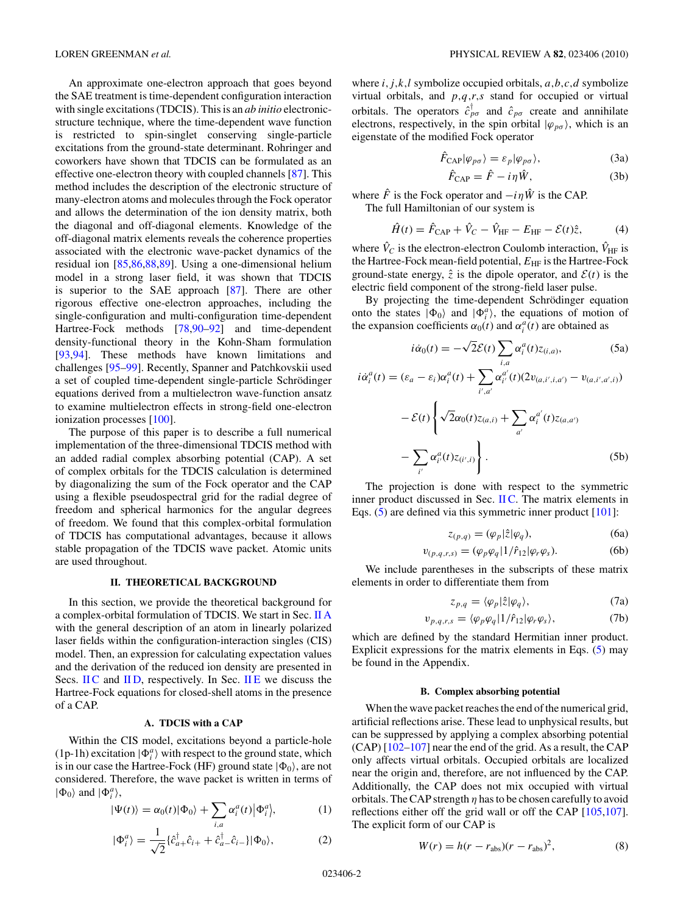An approximate one-electron approach that goes beyond the SAE treatment is time-dependent configuration interaction with single excitations (TDCIS). This is an *ab initio* electronic-structure technique, where the time-dependent wave function is restricted to spin-singlet conserving single-particle excitations from the ground-state determinant. Rohringer and coworkers have shown that TDCIS can be formulated as an effective one-electron theory with coupled channels [87]. This method includes the description of the electronic structure of many-electron atoms and molecules through the Fock operator and allows the determination of the ion density matrix, both the diagonal and off-diagonal elements. Knowledge of the off-diagonal matrix elements reveals the coherence properties associated with the electronic wave-packet dynamics of the residual ion [85,86,88,89]. Using a one-dimensional helium model in a strong laser field, it was shown that TDCIS is superior to the SAE approach [87]. There are other rigorous effective one-electron approaches, including the single-configuration and multi-configuration time-dependent Hartree-Fock methods [78,90–92] and time-dependent density-functional theory in the Kohn-Sham formulation [93,94]. These methods have known limitations and challenges [95–99]. Recently, Spanner and Patchkovskii used a set of coupled time-dependent single-particle Schrödinger equations derived from a multielectron wave-function ansatz to examine multielectron effects in strong-field one-electron ionization processes [100].

The purpose of this paper is to describe a full numerical implementation of the three-dimensional TDCIS method with an added radial complex absorbing potential (CAP). A set of complex orbitals for the TDCIS calculation is determined by diagonalizing the sum of the Fock operator and the CAP using a flexible pseudospectral grid for the radial degree of freedom and spherical harmonics for the angular degrees of freedom. We found that this complex-orbital formulation of TDCIS has computational advantages, because it allows stable propagation of the TDCIS wave packet. Atomic units are used throughout.

## II. THEORETICAL BACKGROUND

In this section, we provide the theoretical background for a complex-orbital formulation of TDCIS. We start in Sec. II A with the general description of an atom in linearly polarized laser fields within the configuration-interaction singles (CIS) model. Then, an expression for calculating expectation values and the derivation of the reduced ion density are presented in Secs. II C and II D, respectively. In Sec. II E we discuss the Hartree-Fock equations for closed-shell atoms in the presence of a CAP.

### A. TDCIS with a CAP

Within the CIS model, excitations beyond a particle-hole (1p-1h) excitation $|\Phi_i^a\rangle$ with respect to the ground state, which is in our case the Hartree-Fock (HF) ground state $|\Phi_0\rangle$, are not considered. Therefore, the wave packet is written in terms of $|\Phi_0\rangle$ and $|\Phi_i^a\rangle$,

$$|\Psi(t)\rangle = \alpha_0(t)|\Phi_0\rangle + \sum_{i,a} \alpha_i^a(t)\big|\Phi_i^a\big\rangle, \tag{1}$$

$$|\Phi_i^a\rangle = \frac{1}{\sqrt{2}}\{\hat{c}_{a+}^\dagger \hat{c}_{i+} + \hat{c}_{a-}^\dagger \hat{c}_{i-}\}|\Phi_0\rangle, \tag{2}$$

where $i,j,k,l$ symbolize occupied orbitals, $a,b,c,d$ symbolize virtual orbitals, and $p,q,r,s$ stand for occupied or virtual orbitals. The operators $\hat{c}_{p\sigma}^\dagger$ and $\hat{c}_{p\sigma}$ create and annihilate electrons, respectively, in the spin orbital $|\varphi_{p\sigma}\rangle$, which is an eigenstate of the modified Fock operator

$$\hat{F}_{\text{CAP}}|\varphi_{p\sigma}\rangle = \varepsilon_p|\varphi_{p\sigma}\rangle, \tag{3a}$$

$$\hat{F}_{\text{CAP}} = \hat{F} - i\eta\hat{W}, \tag{3b}$$

where $\hat{F}$ is the Fock operator and $-i\eta\hat{W}$ is the CAP.

The full Hamiltonian of our system is

$$\hat{H}(t) = \hat{F}_{\text{CAP}} + \hat{V}_C - \hat{V}_{\text{HF}} - E_{\text{HF}} - \mathcal{E}(t)\hat{z}, \tag{4}$$

where $\hat{V}_C$ is the electron-electron Coulomb interaction, $\hat{V}_{\text{HF}}$ is the Hartree-Fock mean-field potential, $E_{\text{HF}}$ is the Hartree-Fock ground-state energy, $\hat{z}$ is the dipole operator, and $\mathcal{E}(t)$ is the electric field component of the strong-field laser pulse.

By projecting the time-dependent Schrödinger equation onto the states $|\Phi_0\rangle$ and $|\Phi_i^a\rangle$, the equations of motion of the expansion coefficients $\alpha_0(t)$ and $\alpha_i^a(t)$ are obtained as

$$i\dot{\alpha}_0(t) = -\sqrt{2}\mathcal{E}(t)\sum_{i,a}\alpha_i^a(t)z_{(i,a)}, \tag{5a}$$

$$\begin{aligned} i\dot{\alpha}_i^a(t) = {} & (\varepsilon_a - \varepsilon_i)\alpha_i^a(t) + \sum_{i',a'}\alpha_{i'}^{a'}(t)(2v_{(a,i',i,a')} - v_{(a,i',a',i)}) \\ & - \mathcal{E}(t)\Bigg\{\sqrt{2}\alpha_0(t)z_{(a,i)} + \sum_{a'}\alpha_i^{a'}(t)z_{(a,a')} \\ & - \sum_{i'}\alpha_{i'}^a(t)z_{(i',i)}\Bigg\}. \end{aligned} \tag{5b}$$

The projection is done with respect to the symmetric inner product discussed in Sec. II C. The matrix elements in Eqs. (5) are defined via this symmetric inner product [101]:

$$z_{(p,q)} = (\varphi_p|\hat{z}|\varphi_q), \tag{6a}$$

$$v_{(p,q,r,s)} = (\varphi_p\varphi_q|1/\hat{r}_{12}|\varphi_r\varphi_s). \tag{6b}$$

We include parentheses in the subscripts of these matrix elements in order to differentiate them from

$$z_{p,q} = \langle\varphi_p|\hat{z}|\varphi_q\rangle, \tag{7a}$$

$$v_{p,q,r,s} = \langle\varphi_p\varphi_q|1/\hat{r}_{12}|\varphi_r\varphi_s\rangle, \tag{7b}$$

which are defined by the standard Hermitian inner product. Explicit expressions for the matrix elements in Eqs. (5) may be found in the Appendix.

### B. Complex absorbing potential

When the wave packet reaches the end of the numerical grid, artificial reflections arise. These lead to unphysical results, but can be suppressed by applying a complex absorbing potential (CAP) [102–107] near the end of the grid. As a result, the CAP only affects virtual orbitals. Occupied orbitals are localized near the origin and, therefore, are not influenced by the CAP. Additionally, the CAP does not mix occupied with virtual orbitals. The CAP strength $\eta$ has to be chosen carefully to avoid reflections either off the grid wall or off the CAP [105,107]. The explicit form of our CAP is

$$W(r) = h(r - r_{\text{abs}})(r - r_{\text{abs}})^2, \tag{8}$$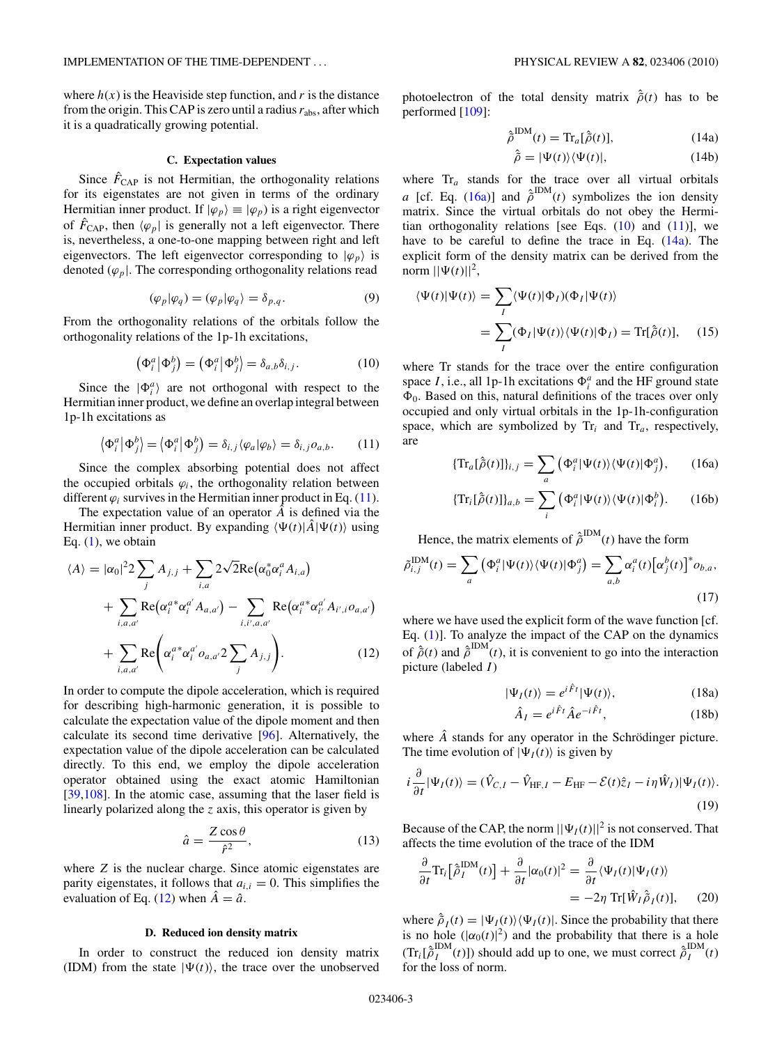where $h(x)$ is the Heaviside step function, and $r$ is the distance from the origin. This CAP is zero until a radius $r_{\rm abs}$, after which it is a quadratically growing potential.

### C. Expectation values

Since $\hat{F}_{\rm CAP}$ is not Hermitian, the orthogonality relations for its eigenstates are not given in terms of the ordinary Hermitian inner product. If $|\varphi_p\rangle \equiv |\varphi_p)$ is a right eigenvector of $\hat{F}_{\rm CAP}$, then $\langle\varphi_p|$ is generally not a left eigenvector. There is, nevertheless, a one-to-one mapping between right and left eigenvectors. The left eigenvector corresponding to $|\varphi_p\rangle$ is denoted $(\varphi_p|$. The corresponding orthogonality relations read

$$(\varphi_p|\varphi_q) = (\varphi_p|\varphi_q\rangle = \delta_{p,q}. \tag{9}$$

From the orthogonality relations of the orbitals follow the orthogonality relations of the 1p-1h excitations,

$$\left(\Phi_i^a\middle|\Phi_j^b\right) = \left(\Phi_i^a\middle|\Phi_j^b\right\rangle = \delta_{a,b}\delta_{i,j}. \tag{10}$$

Since the $|\Phi_i^a\rangle$ are not orthogonal with respect to the Hermitian inner product, we define an overlap integral between 1p-1h excitations as

$$\left\langle\Phi_i^a\middle|\Phi_j^b\right) = \left\langle\Phi_i^a\middle|\Phi_j^b\right\rangle = \delta_{i,j}\langle\varphi_a|\varphi_b\rangle = \delta_{i,j}o_{a,b}. \tag{11}$$

Since the complex absorbing potential does not affect the occupied orbitals $\varphi_i$, the orthogonality relation between different $\varphi_i$ survives in the Hermitian inner product in Eq. (11).

The expectation value of an operator $\hat{A}$ is defined via the Hermitian inner product. By expanding $\langle\Psi(t)|\hat{A}|\Psi(t)\rangle$ using Eq. (1), we obtain

$$\begin{aligned}\langle A\rangle = {} & |\alpha_0|^2 2\sum_j A_{j,j} + \sum_{i,a} 2\sqrt{2}\,\mathrm{Re}\left(\alpha_0^*\alpha_i^a A_{i,a}\right) \\ & + \sum_{i,a,a'} \mathrm{Re}\left(\alpha_i^{a*}\alpha_i^{a'} A_{a,a'}\right) - \sum_{i,i',a,a'} \mathrm{Re}\left(\alpha_i^{a*}\alpha_{i'}^{a'} A_{i',i} o_{a,a'}\right) \\ & + \sum_{i,a,a'} \mathrm{Re}\left(\alpha_i^{a*}\alpha_i^{a'} o_{a,a'} 2\sum_j A_{j,j}\right).\end{aligned} \tag{12}$$

In order to compute the dipole acceleration, which is required for describing high-harmonic generation, it is possible to calculate the expectation value of the dipole moment and then calculate its second time derivative [96]. Alternatively, the expectation value of the dipole acceleration can be calculated directly. To this end, we employ the dipole acceleration operator obtained using the exact atomic Hamiltonian [39,108]. In the atomic case, assuming that the laser field is linearly polarized along the $z$ axis, this operator is given by

$$\hat{a} = \frac{Z\cos\theta}{\hat{r}^2}, \tag{13}$$

where $Z$ is the nuclear charge. Since atomic eigenstates are parity eigenstates, it follows that $a_{i,i} = 0$. This simplifies the evaluation of Eq. (12) when $\hat{A} = \hat{a}$.

### D. Reduced ion density matrix

In order to construct the reduced ion density matrix (IDM) from the state $|\Psi(t)\rangle$, the trace over the unobserved photoelectron of the total density matrix $\hat{\tilde{\rho}}(t)$ has to be performed [109]:

$$\hat{\tilde{\rho}}^{\rm IDM}(t) = \mathrm{Tr}_a[\hat{\tilde{\rho}}(t)], \tag{14a}$$

$$\hat{\tilde{\rho}} = |\Psi(t)\rangle\langle\Psi(t)|, \tag{14b}$$

where $\mathrm{Tr}_a$ stands for the trace over all virtual orbitals $a$ [cf. Eq. (16a)] and $\hat{\tilde{\rho}}^{\rm IDM}(t)$ symbolizes the ion density matrix. Since the virtual orbitals do not obey the Hermitian orthogonality relations [see Eqs. (10) and (11)], we have to be careful to define the trace in Eq. (14a). The explicit form of the density matrix can be derived from the norm $||\Psi(t)||^2$,

$$\begin{aligned}\langle\Psi(t)|\Psi(t)\rangle &= \sum_I \langle\Psi(t)|\Phi_I)(\Phi_I|\Psi(t)\rangle \\ &= \sum_I (\Phi_I|\Psi(t)\rangle\langle\Psi(t)|\Phi_I) = \mathrm{Tr}[\hat{\tilde{\rho}}(t)],\end{aligned} \tag{15}$$

where Tr stands for the trace over the entire configuration space $I$, i.e., all 1p-1h excitations $\Phi_i^a$ and the HF ground state $\Phi_0$. Based on this, natural definitions of the traces over only occupied and only virtual orbitals in the 1p-1h-configuration space, which are symbolized by $\mathrm{Tr}_i$ and $\mathrm{Tr}_a$, respectively, are

$$\{\mathrm{Tr}_a[\hat{\tilde{\rho}}(t)]\}_{i,j} = \sum_a \left(\Phi_i^a|\Psi(t)\rangle\langle\Psi(t)|\Phi_j^a\right), \tag{16a}$$

$$\{\mathrm{Tr}_i[\hat{\tilde{\rho}}(t)]\}_{a,b} = \sum_i \left(\Phi_i^a|\Psi(t)\rangle\langle\Psi(t)|\Phi_i^b\right). \tag{16b}$$

Hence, the matrix elements of $\hat{\tilde{\rho}}^{\rm IDM}(t)$ have the form

$$\tilde{\rho}_{i,j}^{\rm IDM}(t) = \sum_a \left(\Phi_i^a|\Psi(t)\rangle\langle\Psi(t)|\Phi_j^a\right) = \sum_{a,b} \alpha_i^a(t)\left[\alpha_j^b(t)\right]^* o_{b,a}, \tag{17}$$

where we have used the explicit form of the wave function [cf. Eq. (1)]. To analyze the impact of the CAP on the dynamics of $\hat{\tilde{\rho}}(t)$ and $\hat{\tilde{\rho}}^{\rm IDM}(t)$, it is convenient to go into the interaction picture (labeled $I$)

$$|\Psi_I(t)\rangle = e^{i\hat{F}t}|\Psi(t)\rangle, \tag{18a}$$

$$\hat{A}_I = e^{i\hat{F}t}\hat{A}e^{-i\hat{F}t}, \tag{18b}$$

where $\hat{A}$ stands for any operator in the Schrödinger picture. The time evolution of $|\Psi_I(t)\rangle$ is given by

$$i\frac{\partial}{\partial t}|\Psi_I(t)\rangle = (\hat{V}_{C,I} - \hat{V}_{{\rm HF},I} - E_{\rm HF} - \mathcal{E}(t)\hat{z}_I - i\eta\hat{W}_I)|\Psi_I(t)\rangle. \tag{19}$$

Because of the CAP, the norm $||\Psi_I(t)||^2$ is not conserved. That affects the time evolution of the trace of the IDM

$$\begin{aligned}\frac{\partial}{\partial t}\mathrm{Tr}_i\left[\hat{\tilde{\rho}}_I^{\rm IDM}(t)\right] + \frac{\partial}{\partial t}|\alpha_0(t)|^2 &= \frac{\partial}{\partial t}\langle\Psi_I(t)|\Psi_I(t)\rangle \\ &= -2\eta\ \mathrm{Tr}[\hat{W}_I\hat{\tilde{\rho}}_I(t)],\end{aligned} \tag{20}$$

where $\hat{\tilde{\rho}}_I(t) = |\Psi_I(t)\rangle\langle\Psi_I(t)|$. Since the probability that there is no hole ($|\alpha_0(t)|^2$) and the probability that there is a hole ($\mathrm{Tr}_i[\hat{\tilde{\rho}}_I^{\rm IDM}(t)]$) should add up to one, we must correct $\hat{\tilde{\rho}}_I^{\rm IDM}(t)$ for the loss of norm.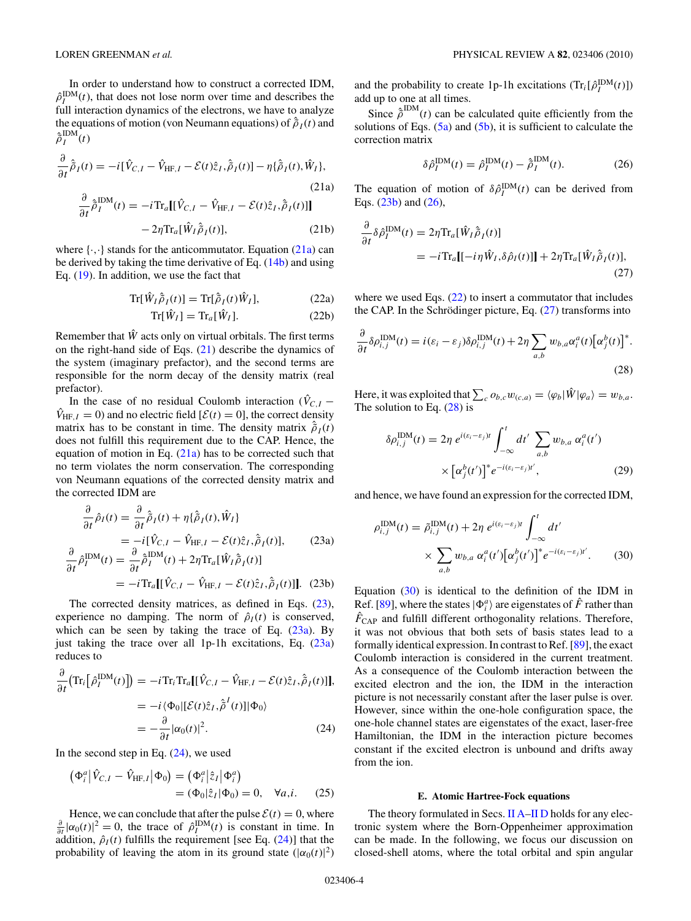In order to understand how to construct a corrected IDM, $\hat{\rho}_I^{\rm IDM}(t)$, that does not lose norm over time and describes the full interaction dynamics of the electrons, we have to analyze the equations of motion (von Neumann equations) of $\hat{\tilde{\rho}}_I(t)$ and $\hat{\tilde{\rho}}_I^{\rm IDM}(t)$

$$\frac{\partial}{\partial t}\hat{\tilde{\rho}}_I(t) = -i[\hat{V}_{C,I} - \hat{V}_{{\rm HF},I} - \mathcal{E}(t)\hat{z}_I, \hat{\tilde{\rho}}_I(t)] - \eta\{\hat{\tilde{\rho}}_I(t), \hat{W}_I\}, \tag{21a}$$

$$\frac{\partial}{\partial t}\hat{\tilde{\rho}}_I^{\rm IDM}(t) = -i{\rm Tr}_a[\![\hat{V}_{C,I} - \hat{V}_{{\rm HF},I} - \mathcal{E}(t)\hat{z}_I, \hat{\tilde{\rho}}_I(t)]\!] - 2\eta{\rm Tr}_a[\hat{W}_I\hat{\tilde{\rho}}_I(t)], \tag{21b}$$

where $\{\cdot,\cdot\}$ stands for the anticommutator. Equation (21a) can be derived by taking the time derivative of Eq. (14b) and using Eq. (19). In addition, we use the fact that

$$\mathrm{Tr}[\hat{W}_I\hat{\tilde{\rho}}_I(t)] = \mathrm{Tr}[\hat{\tilde{\rho}}_I(t)\hat{W}_I], \tag{22a}$$

$$\mathrm{Tr}[\hat{W}_I] = \mathrm{Tr}_a[\hat{W}_I]. \tag{22b}$$

Remember that $\hat{W}$ acts only on virtual orbitals. The first terms on the right-hand side of Eqs. (21) describe the dynamics of the system (imaginary prefactor), and the second terms are responsible for the norm decay of the density matrix (real prefactor).

In the case of no residual Coulomb interaction ($\hat{V}_{C,I} - \hat{V}_{{\rm HF},I} = 0$) and no electric field [$\mathcal{E}(t) = 0$], the correct density matrix has to be constant in time. The density matrix $\hat{\tilde{\rho}}_I(t)$ does not fulfill this requirement due to the CAP. Hence, the equation of motion in Eq. (21a) has to be corrected such that no term violates the norm conservation. The corresponding von Neumann equations of the corrected density matrix and the corrected IDM are

$$\begin{aligned}\frac{\partial}{\partial t}\hat{\rho}_I(t) &= \frac{\partial}{\partial t}\hat{\tilde{\rho}}_I(t) + \eta\{\hat{\tilde{\rho}}_I(t), \hat{W}_I\} \\ &= -i[\hat{V}_{C,I} - \hat{V}_{{\rm HF},I} - \mathcal{E}(t)\hat{z}_I, \hat{\tilde{\rho}}_I(t)],\end{aligned} \tag{23a}$$

$$\begin{aligned}\frac{\partial}{\partial t}\hat{\rho}_I^{\rm IDM}(t) &= \frac{\partial}{\partial t}\hat{\tilde{\rho}}_I^{\rm IDM}(t) + 2\eta{\rm Tr}_a[\hat{W}_I\hat{\tilde{\rho}}_I(t)] \\ &= -i{\rm Tr}_a[\![\hat{V}_{C,I} - \hat{V}_{{\rm HF},I} - \mathcal{E}(t)\hat{z}_I, \hat{\tilde{\rho}}_I(t)]\!].\end{aligned} \tag{23b}$$

The corrected density matrices, as defined in Eqs. (23), experience no damping. The norm of $\hat{\rho}_I(t)$ is conserved, which can be seen by taking the trace of Eq. (23a). By just taking the trace over all 1p-1h excitations, Eq. (23a) reduces to

$$\begin{aligned}\frac{\partial}{\partial t}\big({\rm Tr}_i\big[\hat{\rho}_I^{\rm IDM}(t)\big]\big) &= -i{\rm Tr}_i{\rm Tr}_a[\![\hat{V}_{C,I} - \hat{V}_{{\rm HF},I} - \mathcal{E}(t)\hat{z}_I, \hat{\tilde{\rho}}_I(t)]\!], \\ &= -i\langle\Phi_0|[\mathcal{E}(t)\hat{z}_I, \hat{\tilde{\rho}}^I(t)]|\Phi_0\rangle \\ &= -\frac{\partial}{\partial t}|\alpha_0(t)|^2.\end{aligned} \tag{24}$$

In the second step in Eq. (24), we used

$$\begin{aligned}\big(\Phi_i^a\big|\hat{V}_{C,I} - \hat{V}_{{\rm HF},I}\big|\Phi_0\big) &= \big(\Phi_i^a\big|\hat{z}_I\big|\Phi_i^a\big) \\ &= (\Phi_0|\hat{z}_I|\Phi_0) = 0, \quad \forall a,i.\end{aligned} \tag{25}$$

Hence, we can conclude that after the pulse $\mathcal{E}(t) = 0$, where $\frac{\partial}{\partial t}|\alpha_0(t)|^2 = 0$, the trace of $\hat{\rho}_I^{\rm IDM}(t)$ is constant in time. In addition, $\hat{\rho}_I(t)$ fulfills the requirement [see Eq. (24)] that the probability of leaving the atom in its ground state ($|\alpha_0(t)|^2$) and the probability to create 1p-1h excitations (${\rm Tr}_i[\hat{\rho}_I^{\rm IDM}(t)]$) add up to one at all times.

Since $\hat{\tilde{\rho}}^{\rm IDM}(t)$ can be calculated quite efficiently from the solutions of Eqs. (5a) and (5b), it is sufficient to calculate the correction matrix

$$\delta\hat{\rho}_I^{\rm IDM}(t) = \hat{\rho}_I^{\rm IDM}(t) - \hat{\tilde{\rho}}_I^{\rm IDM}(t). \tag{26}$$

The equation of motion of $\delta\hat{\rho}_I^{\rm IDM}(t)$ can be derived from Eqs. (23b) and (26),

$$\begin{aligned}\frac{\partial}{\partial t}\delta\hat{\rho}_I^{\rm IDM}(t) &= 2\eta{\rm Tr}_a[\hat{W}_I\hat{\tilde{\rho}}_I(t)] \\ &= -i{\rm Tr}_a[\![-i\eta\hat{W}_I, \delta\hat{\rho}_I(t)]\!] + 2\eta{\rm Tr}_a[\hat{W}_I\hat{\tilde{\rho}}_I(t)],\end{aligned} \tag{27}$$

where we used Eqs. (22) to insert a commutator that includes the CAP. In the Schrödinger picture, Eq. (27) transforms into

$$\frac{\partial}{\partial t}\delta\rho_{i,j}^{\rm IDM}(t) = i(\varepsilon_i - \varepsilon_j)\delta\rho_{i,j}^{\rm IDM}(t) + 2\eta\sum_{a,b} w_{b,a}\alpha_i^a(t)\big[\alpha_j^b(t)\big]^*. \tag{28}$$

Here, it was exploited that $\sum_c o_{b,c}w_{(c,a)} = \langle\varphi_b|\hat{W}|\varphi_a\rangle = w_{b,a}$. The solution to Eq. (28) is

$$\delta\rho_{i,j}^{\rm IDM}(t) = 2\eta\, e^{i(\varepsilon_i-\varepsilon_j)t}\int_{-\infty}^t dt' \sum_{a,b} w_{b,a}\,\alpha_i^a(t') \times \big[\alpha_j^b(t')\big]^* e^{-i(\varepsilon_i-\varepsilon_j)t'}, \tag{29}$$

and hence, we have found an expression for the corrected IDM,

$$\rho_{i,j}^{\rm IDM}(t) = \tilde{\rho}_{i,j}^{\rm IDM}(t) + 2\eta\, e^{i(\varepsilon_i-\varepsilon_j)t}\int_{-\infty}^t dt' \times \sum_{a,b} w_{b,a}\,\alpha_i^a(t')\big[\alpha_j^b(t')\big]^* e^{-i(\varepsilon_i-\varepsilon_j)t'}. \tag{30}$$

Equation (30) is identical to the definition of the IDM in Ref. [89], where the states $|\Phi_i^a\rangle$ are eigenstates of $\hat{F}$ rather than $\hat{F}_{\rm CAP}$ and fulfill different orthogonality relations. Therefore, it was not obvious that both sets of basis states lead to a formally identical expression. In contrast to Ref. [89], the exact Coulomb interaction is considered in the current treatment. As a consequence of the Coulomb interaction between the excited electron and the ion, the IDM in the interaction picture is not necessarily constant after the laser pulse is over. However, since within the one-hole configuration space, the one-hole channel states are eigenstates of the exact, laser-free Hamiltonian, the IDM in the interaction picture becomes constant if the excited electron is unbound and drifts away from the ion.

### E. Atomic Hartree-Fock equations

The theory formulated in Secs. II A–II D holds for any electronic system where the Born-Oppenheimer approximation can be made. In the following, we focus our discussion on closed-shell atoms, where the total orbital and spin angular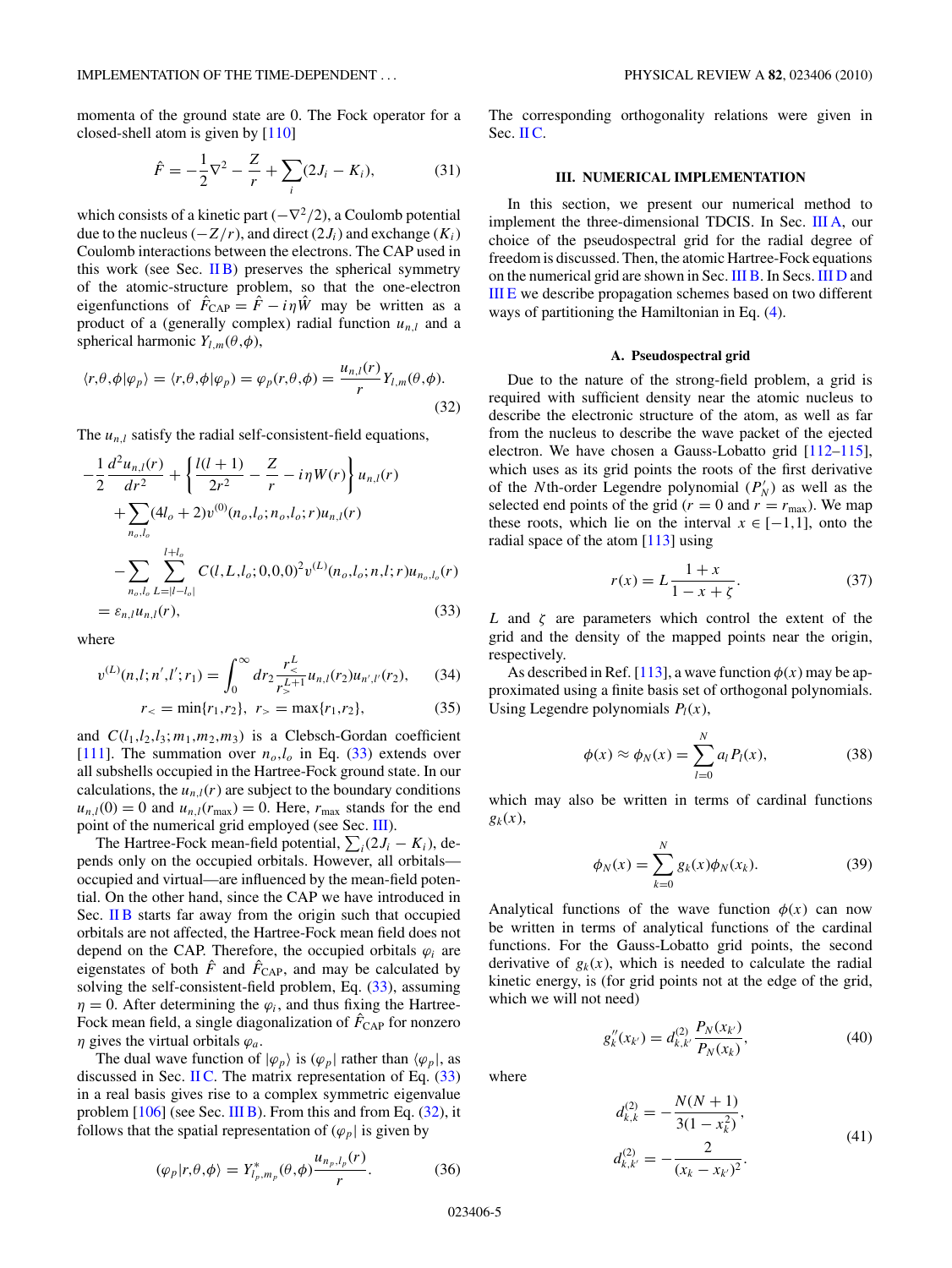momenta of the ground state are 0. The Fock operator for a closed-shell atom is given by [110]

$$\hat{F} = -\frac{1}{2}\nabla^2 - \frac{Z}{r} + \sum_i (2J_i - K_i), \tag{31}$$

which consists of a kinetic part ($-\nabla^2/2$), a Coulomb potential due to the nucleus ($-Z/r$), and direct ($2J_i$) and exchange ($K_i$) Coulomb interactions between the electrons. The CAP used in this work (see Sec. II B) preserves the spherical symmetry of the atomic-structure problem, so that the one-electron eigenfunctions of $\hat{F}_{\text{CAP}} = \hat{F} - i\eta\hat{W}$ may be written as a product of a (generally complex) radial function $u_{n,l}$ and a spherical harmonic $Y_{l,m}(\theta,\phi)$,

$$\langle r,\theta,\phi|\varphi_p\rangle = \langle r,\theta,\phi|\varphi_p) = \varphi_p(r,\theta,\phi) = \frac{u_{n,l}(r)}{r} Y_{l,m}(\theta,\phi). \tag{32}$$

The $u_{n,l}$ satisfy the radial self-consistent-field equations,

$$\begin{aligned}
&-\frac{1}{2}\frac{d^2 u_{n,l}(r)}{dr^2} + \left\{\frac{l(l+1)}{2r^2} - \frac{Z}{r} - i\eta W(r)\right\} u_{n,l}(r) \\
&\quad + \sum_{n_o,l_o} (4l_o + 2) v^{(0)}(n_o,l_o;n_o,l_o;r) u_{n,l}(r) \\
&\quad - \sum_{n_o,l_o} \sum_{L=|l-l_o|}^{l+l_o} C(l,L,l_o;0,0,0)^2 v^{(L)}(n_o,l_o;n,l;r) u_{n_o,l_o}(r) \\
&= \varepsilon_{n,l} u_{n,l}(r),
\end{aligned} \tag{33}$$

where

$$v^{(L)}(n,l;n',l';r_1) = \int_0^\infty dr_2 \frac{r_<^L}{r_>^{L+1}} u_{n,l}(r_2) u_{n',l'}(r_2), \tag{34}$$

$$r_< = \min\{r_1,r_2\}, \quad r_> = \max\{r_1,r_2\}, \tag{35}$$

and $C(l_1,l_2,l_3;m_1,m_2,m_3)$ is a Clebsch-Gordan coefficient [111]. The summation over $n_o,l_o$ in Eq. (33) extends over all subshells occupied in the Hartree-Fock ground state. In our calculations, the $u_{n,l}(r)$ are subject to the boundary conditions $u_{n,l}(0) = 0$ and $u_{n,l}(r_{\max}) = 0$. Here, $r_{\max}$ stands for the end point of the numerical grid employed (see Sec. III).

The Hartree-Fock mean-field potential, $\sum_i (2J_i - K_i)$, depends only on the occupied orbitals. However, all orbitals—occupied and virtual—are influenced by the mean-field potential. On the other hand, since the CAP we have introduced in Sec. II B starts far away from the origin such that occupied orbitals are not affected, the Hartree-Fock mean field does not depend on the CAP. Therefore, the occupied orbitals $\varphi_i$ are eigenstates of both $\hat{F}$ and $\hat{F}_{\text{CAP}}$, and may be calculated by solving the self-consistent-field problem, Eq. (33), assuming $\eta = 0$. After determining the $\varphi_i$, and thus fixing the Hartree-Fock mean field, a single diagonalization of $\hat{F}_{\text{CAP}}$ for nonzero $\eta$ gives the virtual orbitals $\varphi_a$.

The dual wave function of $|\varphi_p\rangle$ is $(\varphi_p|$ rather than $\langle\varphi_p|$, as discussed in Sec. II C. The matrix representation of Eq. (33) in a real basis gives rise to a complex symmetric eigenvalue problem [106] (see Sec. III B). From this and from Eq. (32), it follows that the spatial representation of $(\varphi_p|$ is given by

$$(\varphi_p|r,\theta,\phi\rangle = Y^*_{l_p,m_p}(\theta,\phi)\frac{u_{n_p,l_p}(r)}{r}. \tag{36}$$

The corresponding orthogonality relations were given in Sec. II C.

## III. NUMERICAL IMPLEMENTATION

In this section, we present our numerical method to implement the three-dimensional TDCIS. In Sec. III A, our choice of the pseudospectral grid for the radial degree of freedom is discussed. Then, the atomic Hartree-Fock equations on the numerical grid are shown in Sec. III B. In Secs. III D and III E we describe propagation schemes based on two different ways of partitioning the Hamiltonian in Eq. (4).

### A. Pseudospectral grid

Due to the nature of the strong-field problem, a grid is required with sufficient density near the atomic nucleus to describe the electronic structure of the atom, as well as far from the nucleus to describe the wave packet of the ejected electron. We have chosen a Gauss-Lobatto grid [112–115], which uses as its grid points the roots of the first derivative of the $N$th-order Legendre polynomial ($P_N'$) as well as the selected end points of the grid ($r = 0$ and $r = r_{\max}$). We map these roots, which lie on the interval $x \in [-1,1]$, onto the radial space of the atom [113] using

$$r(x) = L\frac{1+x}{1-x+\zeta}. \tag{37}$$

$L$ and $\zeta$ are parameters which control the extent of the grid and the density of the mapped points near the origin, respectively.

As described in Ref. [113], a wave function $\phi(x)$ may be approximated using a finite basis set of orthogonal polynomials. Using Legendre polynomials $P_l(x)$,

$$\phi(x) \approx \phi_N(x) = \sum_{l=0}^{N} a_l P_l(x), \tag{38}$$

which may also be written in terms of cardinal functions $g_k(x)$,

$$\phi_N(x) = \sum_{k=0}^{N} g_k(x)\phi_N(x_k). \tag{39}$$

Analytical functions of the wave function $\phi(x)$ can now be written in terms of analytical functions of the cardinal functions. For the Gauss-Lobatto grid points, the second derivative of $g_k(x)$, which is needed to calculate the radial kinetic energy, is (for grid points not at the edge of the grid, which we will not need)

$$g_k''(x_{k'}) = d^{(2)}_{k,k'}\frac{P_N(x_{k'})}{P_N(x_k)}, \tag{40}$$

where

$$\begin{aligned}
d^{(2)}_{k,k} &= -\frac{N(N+1)}{3(1-x_k^2)}, \\
d^{(2)}_{k,k'} &= -\frac{2}{(x_k - x_{k'})^2}.
\end{aligned} \tag{41}$$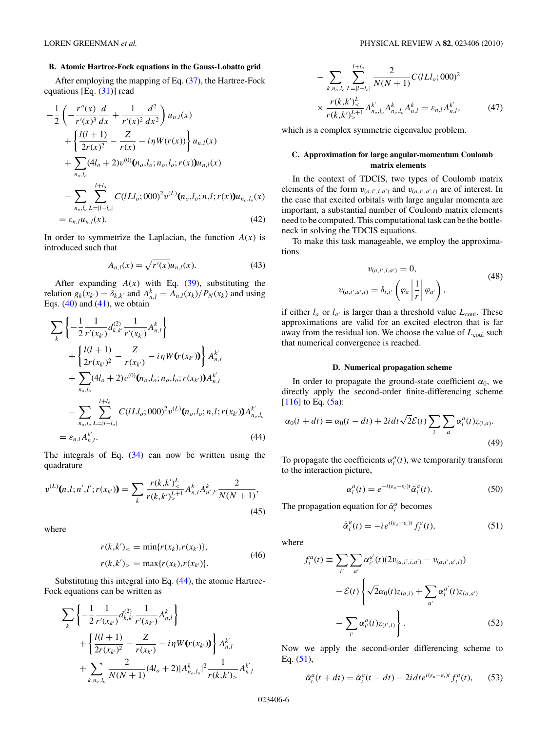### B. Atomic Hartree-Fock equations in the Gauss-Lobatto grid

After employing the mapping of Eq. (37), the Hartree-Fock equations [Eq. (31)] read

$$
\begin{aligned}
&-\frac{1}{2}\left(-\frac{r''(x)}{r'(x)^3}\frac{d}{dx}+\frac{1}{r'(x)^2}\frac{d^2}{dx^2}\right)u_{n,l}(x)\\
&\quad+\left\{\frac{l(l+1)}{2r(x)^2}-\frac{Z}{r(x)}-i\eta W(r(x))\right\}u_{n,l}(x)\\
&\quad+\sum_{n_o,l_o}(4l_o+2)v^{(0)}(n_o,l_o;n_o,l_o;r(x))u_{n,l}(x)\\
&\quad-\sum_{n_o,l_o}\sum_{L=|l-l_o|}^{l+l_o}C(lLl_o;000)^2 v^{(L)}(n_o,l_o;n,l;r(x))u_{n_o,l_o}(x)\\
&=\varepsilon_{n,l}u_{n,l}(x).
\end{aligned}
\tag{42}
$$

In order to symmetrize the Laplacian, the function $A(x)$ is introduced such that

$$
A_{n,l}(x)=\sqrt{r'(x)}u_{n,l}(x). \tag{43}
$$

After expanding $A(x)$ with Eq. (39), substituting the relation $g_k(x_{k'})=\delta_{k,k'}$ and $A^k_{n,l}=A_{n,l}(x_k)/P_N(x_k)$ and using Eqs. (40) and (41), we obtain

$$
\begin{aligned}
&\sum_k\left\{-\frac{1}{2}\frac{1}{r'(x_{k'})}d^{(2)}_{k,k'}\frac{1}{r'(x_{k'})}A^k_{n,l}\right\}\\
&\quad+\left\{\frac{l(l+1)}{2r(x_{k'})^2}-\frac{Z}{r(x_{k'})}-i\eta W(r(x_{k'}))\right\}A^{k'}_{n,l}\\
&\quad+\sum_{n_o,l_o}(4l_o+2)v^{(0)}(n_o,l_o;n_o,l_o;r(x_{k'}))A^{k'}_{n,l}\\
&\quad-\sum_{n_o,l_o}\sum_{L=|l-l_o|}^{l+l_o}C(lLl_o;000)^2 v^{(L)}(n_o,l_o;n,l;r(x_{k'}))A^{k'}_{n_o,l_o}\\
&=\varepsilon_{n,l}A^{k'}_{n,l}.
\end{aligned}
\tag{44}
$$

The integrals of Eq. (34) can now be written using the quadrature

$$
v^{(L)}(n,l;n',l';r(x_{k'}))=\sum_k\frac{r(k,k')^L_<}{r(k,k')^{L+1}_>}A^k_{n,l}A^k_{n',l'}\frac{2}{N(N+1)}, \tag{45}
$$

where

$$
\begin{aligned}
r(k,k')_<&=\min\{r(x_k),r(x_{k'})\},\\
r(k,k')_>&=\max\{r(x_k),r(x_{k'})\}.
\end{aligned}
\tag{46}
$$

Substituting this integral into Eq. (44), the atomic Hartree-Fock equations can be written as

$$
\begin{aligned}
&\sum_k\left\{-\frac{1}{2}\frac{1}{r'(x_{k'})}d^{(2)}_{k,k'}\frac{1}{r'(x_{k'})}A^k_{n,l}\right\}\\
&\quad+\left\{\frac{l(l+1)}{2r(x_{k'})^2}-\frac{Z}{r(x_{k'})}-i\eta W(r(x_{k'}))\right\}A^{k'}_{n,l}\\
&\quad+\sum_{k,n_o,l_o}\frac{2}{N(N+1)}(4l_o+2)|A^k_{n_o,l_o}|^2\frac{1}{r(k,k')_>}A^{k'}_{n,l}\\
&\quad-\sum_{k,n_o,l_o}\sum_{L=|l-l_o|}^{l+l_o}\frac{2}{N(N+1)}C(lLl_o;000)^2\\
&\quad\times\frac{r(k,k')^L_<}{r(k,k')^{L+1}_>}A^{k'}_{n_o,l_o}A^k_{n_o,l_o}A^k_{n,l}=\varepsilon_{n,l}A^{k'}_{n,l},
\end{aligned}
\tag{47}
$$

which is a complex symmetric eigenvalue problem.

### C. Approximation for large angular-momentum Coulomb matrix elements

In the context of TDCIS, two types of Coulomb matrix elements of the form $v_{(a,i',i,a')}$ and $v_{(a,i',a',i)}$ are of interest. In the case that excited orbitals with large angular momenta are important, a substantial number of Coulomb matrix elements need to be computed. This computational task can be the bottleneck in solving the TDCIS equations.

To make this task manageable, we employ the approximations

$$
\begin{aligned}
v_{(a,i',i,a')}&=0,\\
v_{(a,i',a',i)}&=\delta_{i,i'}\left(\varphi_a\left|\frac{1}{r}\right|\varphi_{a'}\right),
\end{aligned}
\tag{48}
$$

if either $l_a$ or $l_{a'}$ is larger than a threshold value $L_{\text{coul}}$. These approximations are valid for an excited electron that is far away from the residual ion. We choose the value of $L_{\text{coul}}$ such that numerical convergence is reached.

### D. Numerical propagation scheme

In order to propagate the ground-state coefficient $\alpha_0$, we directly apply the second-order finite-differencing scheme [116] to Eq. (5a):

$$
\alpha_0(t+dt)=\alpha_0(t-dt)+2i\,dt\sqrt{2}\mathcal{E}(t)\sum_i\sum_a\alpha^a_i(t)z_{(i,a)}. \tag{49}
$$

To propagate the coefficients $\alpha^a_i(t)$, we temporarily transform to the interaction picture,

$$
\alpha^a_i(t)=e^{-i(\varepsilon_a-\varepsilon_i)t}\tilde{\alpha}^a_i(t). \tag{50}
$$

The propagation equation for $\tilde{\alpha}^a_i$ becomes

$$
\dot{\tilde{\alpha}}^a_i(t)=-ie^{i(\varepsilon_a-\varepsilon_i)t}f^a_i(t), \tag{51}
$$

where

$$
\begin{aligned}
f^a_i(t)\equiv&\sum_{i'}\sum_{a'}\alpha^{a'}_{i'}(t)(2v_{(a,i',i,a')}-v_{(a,i',a',i)})\\
&-\mathcal{E}(t)\left\{\sqrt{2}\alpha_0(t)z_{(a,i)}+\sum_{a'}\alpha^{a'}_i(t)z_{(a,a')}\right.\\
&\left.-\sum_{i'}\alpha^a_{i'}(t)z_{(i',i)}\right\}.
\end{aligned}
\tag{52}
$$

Now we apply the second-order differencing scheme to Eq. (51),

$$
\tilde{\alpha}^a_i(t+dt)=\tilde{\alpha}^a_i(t-dt)-2i\,dt\,e^{i(\varepsilon_a-\varepsilon_i)t}f^a_i(t), \tag{53}
$$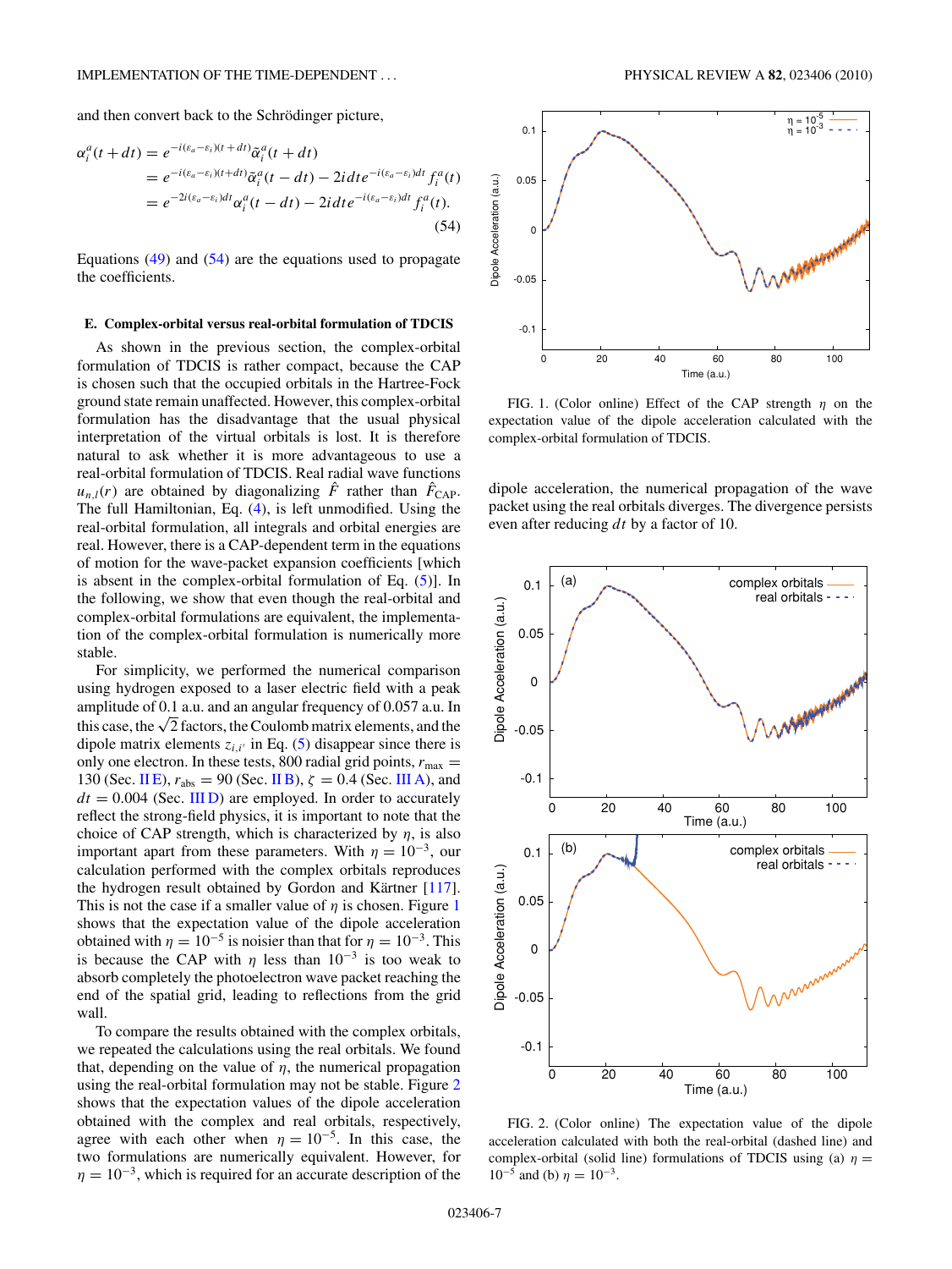and then convert back to the Schrödinger picture,

$$\begin{aligned}\alpha_i^a(t+dt) &= e^{-i(\varepsilon_a-\varepsilon_i)(t+dt)}\tilde{\alpha}_i^a(t+dt)\\ &= e^{-i(\varepsilon_a-\varepsilon_i)(t+dt)}\tilde{\alpha}_i^a(t-dt) - 2idte^{-i(\varepsilon_a-\varepsilon_i)dt} f_i^a(t)\\ &= e^{-2i(\varepsilon_a-\varepsilon_i)dt}\alpha_i^a(t-dt) - 2idte^{-i(\varepsilon_a-\varepsilon_i)dt} f_i^a(t).\end{aligned} \tag{54}$$

Equations (49) and (54) are the equations used to propagate the coefficients.

### E. Complex-orbital versus real-orbital formulation of TDCIS

As shown in the previous section, the complex-orbital formulation of TDCIS is rather compact, because the CAP is chosen such that the occupied orbitals in the Hartree-Fock ground state remain unaffected. However, this complex-orbital formulation has the disadvantage that the usual physical interpretation of the virtual orbitals is lost. It is therefore natural to ask whether it is more advantageous to use a real-orbital formulation of TDCIS. Real radial wave functions $u_{n,l}(r)$ are obtained by diagonalizing $\hat{F}$ rather than $\hat{F}_{\mathrm{CAP}}$. The full Hamiltonian, Eq. (4), is left unmodified. Using the real-orbital formulation, all integrals and orbital energies are real. However, there is a CAP-dependent term in the equations of motion for the wave-packet expansion coefficients [which is absent in the complex-orbital formulation of Eq. (5)]. In the following, we show that even though the real-orbital and complex-orbital formulations are equivalent, the implementation of the complex-orbital formulation is numerically more stable.

For simplicity, we performed the numerical comparison using hydrogen exposed to a laser electric field with a peak amplitude of 0.1 a.u. and an angular frequency of 0.057 a.u. In this case, the $\sqrt{2}$ factors, the Coulomb matrix elements, and the dipole matrix elements $z_{i,i'}$ in Eq. (5) disappear since there is only one electron. In these tests, 800 radial grid points, $r_{\max} = 130$ (Sec. II E), $r_{\mathrm{abs}} = 90$ (Sec. II B), $\zeta = 0.4$ (Sec. III A), and $dt = 0.004$ (Sec. III D) are employed. In order to accurately reflect the strong-field physics, it is important to note that the choice of CAP strength, which is characterized by $\eta$, is also important apart from these parameters. With $\eta = 10^{-3}$, our calculation performed with the complex orbitals reproduces the hydrogen result obtained by Gordon and Kärtner [117]. This is not the case if a smaller value of $\eta$ is chosen. Figure 1 shows that the expectation value of the dipole acceleration obtained with $\eta = 10^{-5}$ is noisier than that for $\eta = 10^{-3}$. This is because the CAP with $\eta$ less than $10^{-3}$ is too weak to absorb completely the photoelectron wave packet reaching the end of the spatial grid, leading to reflections from the grid wall.

To compare the results obtained with the complex orbitals, we repeated the calculations using the real orbitals. We found that, depending on the value of $\eta$, the numerical propagation using the real-orbital formulation may not be stable. Figure 2 shows that the expectation values of the dipole acceleration obtained with the complex and real orbitals, respectively, agree with each other when $\eta = 10^{-5}$. In this case, the two formulations are numerically equivalent. However, for $\eta = 10^{-3}$, which is required for an accurate description of the dipole acceleration, the numerical propagation of the wave packet using the real orbitals diverges. The divergence persists even after reducing $dt$ by a factor of 10.

FIG. 1. (Color online) Effect of the CAP strength $\eta$ on the expectation value of the dipole acceleration calculated with the complex-orbital formulation of TDCIS.

FIG. 2. (Color online) The expectation value of the dipole acceleration calculated with both the real-orbital (dashed line) and complex-orbital (solid line) formulations of TDCIS using (a) $\eta = 10^{-5}$ and (b) $\eta = 10^{-3}$.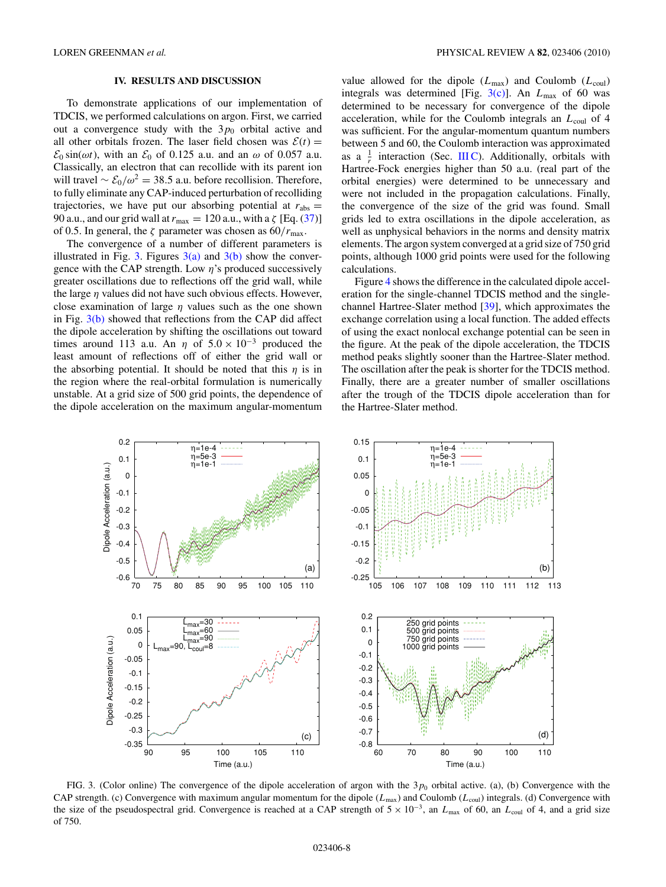## IV. RESULTS AND DISCUSSION

To demonstrate applications of our implementation of TDCIS, we performed calculations on argon. First, we carried out a convergence study with the $3p_0$ orbital active and all other orbitals frozen. The laser field chosen was $\mathcal{E}(t) = \mathcal{E}_0 \sin(\omega t)$, with an $\mathcal{E}_0$ of 0.125 a.u. and an $\omega$ of 0.057 a.u. Classically, an electron that can recollide with its parent ion will travel $\sim \mathcal{E}_0/\omega^2 = 38.5$ a.u. before recollision. Therefore, to fully eliminate any CAP-induced perturbation of recolliding trajectories, we have put our absorbing potential at $r_{\text{abs}} = 90$ a.u., and our grid wall at $r_{\text{max}} = 120$ a.u., with a $\zeta$ [Eq. (37)] of 0.5. In general, the $\zeta$ parameter was chosen as $60/r_{\text{max}}$.

The convergence of a number of different parameters is illustrated in Fig. 3. Figures 3(a) and 3(b) show the convergence with the CAP strength. Low $\eta$'s produced successively greater oscillations due to reflections off the grid wall, while the large $\eta$ values did not have such obvious effects. However, close examination of large $\eta$ values such as the one shown in Fig. 3(b) showed that reflections from the CAP did affect the dipole acceleration by shifting the oscillations out toward times around 113 a.u. An $\eta$ of $5.0 \times 10^{-3}$ produced the least amount of reflections off of either the grid wall or the absorbing potential. It should be noted that this $\eta$ is in the region where the real-orbital formulation is numerically unstable. At a grid size of 500 grid points, the dependence of the dipole acceleration on the maximum angular-momentum value allowed for the dipole ($L_{\text{max}}$) and Coulomb ($L_{\text{coul}}$) integrals was determined [Fig. 3(c)]. An $L_{\text{max}}$ of 60 was determined to be necessary for convergence of the dipole acceleration, while for the Coulomb integrals an $L_{\text{coul}}$ of 4 was sufficient. For the angular-momentum quantum numbers between 5 and 60, the Coulomb interaction was approximated as a $\frac{1}{r}$ interaction (Sec. III C). Additionally, orbitals with Hartree-Fock energies higher than 50 a.u. (real part of the orbital energies) were determined to be unnecessary and were not included in the propagation calculations. Finally, the convergence of the size of the grid was found. Small grids led to extra oscillations in the dipole acceleration, as well as unphysical behaviors in the norms and density matrix elements. The argon system converged at a grid size of 750 grid points, although 1000 grid points were used for the following calculations.

Figure 4 shows the difference in the calculated dipole acceleration for the single-channel TDCIS method and the single-channel Hartree-Slater method [39], which approximates the exchange correlation using a local function. The added effects of using the exact nonlocal exchange potential can be seen in the figure. At the peak of the dipole acceleration, the TDCIS method peaks slightly sooner than the Hartree-Slater method. The oscillation after the peak is shorter for the TDCIS method. Finally, there are a greater number of smaller oscillations after the trough of the TDCIS dipole acceleration than for the Hartree-Slater method.

FIG. 3. (Color online) The convergence of the dipole acceleration of argon with the $3p_0$ orbital active. (a), (b) Convergence with the CAP strength. (c) Convergence with maximum angular momentum for the dipole ($L_{\text{max}}$) and Coulomb ($L_{\text{coul}}$) integrals. (d) Convergence with the size of the pseudospectral grid. Convergence is reached at a CAP strength of $5 \times 10^{-3}$, an $L_{\text{max}}$ of 60, an $L_{\text{coul}}$ of 4, and a grid size of 750.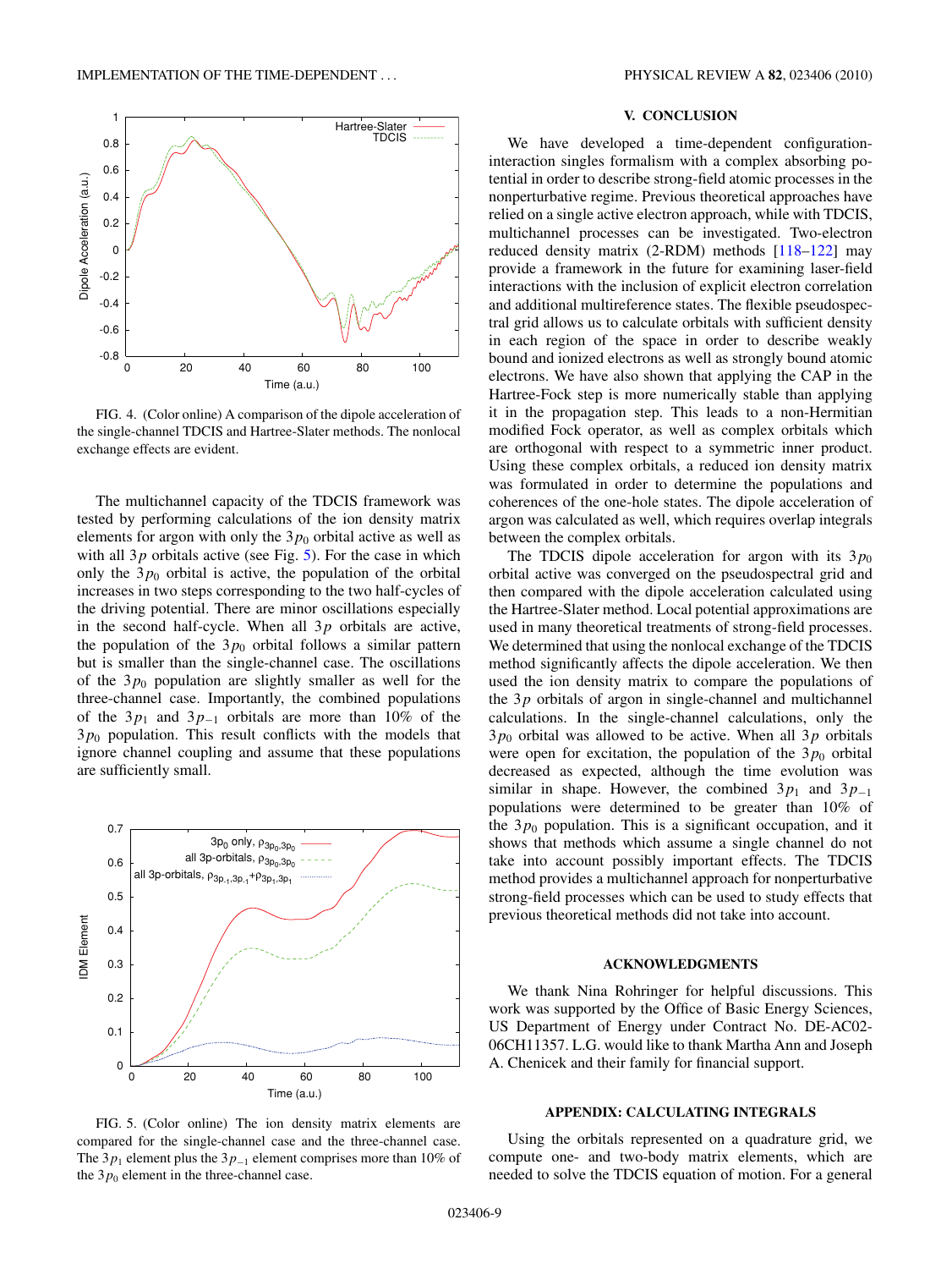FIG. 4. (Color online) A comparison of the dipole acceleration of the single-channel TDCIS and Hartree-Slater methods. The nonlocal exchange effects are evident.

The multichannel capacity of the TDCIS framework was tested by performing calculations of the ion density matrix elements for argon with only the $3p_0$ orbital active as well as with all $3p$ orbitals active (see Fig. 5). For the case in which only the $3p_0$ orbital is active, the population of the orbital increases in two steps corresponding to the two half-cycles of the driving potential. There are minor oscillations especially in the second half-cycle. When all $3p$ orbitals are active, the population of the $3p_0$ orbital follows a similar pattern but is smaller than the single-channel case. The oscillations of the $3p_0$ population are slightly smaller as well for the three-channel case. Importantly, the combined populations of the $3p_1$ and $3p_{-1}$ orbitals are more than 10% of the $3p_0$ population. This result conflicts with the models that ignore channel coupling and assume that these populations are sufficiently small.

FIG. 5. (Color online) The ion density matrix elements are compared for the single-channel case and the three-channel case. The $3p_1$ element plus the $3p_{-1}$ element comprises more than 10% of the $3p_0$ element in the three-channel case.

## V. CONCLUSION

We have developed a time-dependent configuration-interaction singles formalism with a complex absorbing potential in order to describe strong-field atomic processes in the nonperturbative regime. Previous theoretical approaches have relied on a single active electron approach, while with TDCIS, multichannel processes can be investigated. Two-electron reduced density matrix (2-RDM) methods [118–122] may provide a framework in the future for examining laser-field interactions with the inclusion of explicit electron correlation and additional multireference states. The flexible pseudospectral grid allows us to calculate orbitals with sufficient density in each region of the space in order to describe weakly bound and ionized electrons as well as strongly bound atomic electrons. We have also shown that applying the CAP in the Hartree-Fock step is more numerically stable than applying it in the propagation step. This leads to a non-Hermitian modified Fock operator, as well as complex orbitals which are orthogonal with respect to a symmetric inner product. Using these complex orbitals, a reduced ion density matrix was formulated in order to determine the populations and coherences of the one-hole states. The dipole acceleration of argon was calculated as well, which requires overlap integrals between the complex orbitals.

The TDCIS dipole acceleration for argon with its $3p_0$ orbital active was converged on the pseudospectral grid and then compared with the dipole acceleration calculated using the Hartree-Slater method. Local potential approximations are used in many theoretical treatments of strong-field processes. We determined that using the nonlocal exchange of the TDCIS method significantly affects the dipole acceleration. We then used the ion density matrix to compare the populations of the $3p$ orbitals of argon in single-channel and multichannel calculations. In the single-channel calculations, only the $3p_0$ orbital was allowed to be active. When all $3p$ orbitals were open for excitation, the population of the $3p_0$ orbital decreased as expected, although the time evolution was similar in shape. However, the combined $3p_1$ and $3p_{-1}$ populations were determined to be greater than 10% of the $3p_0$ population. This is a significant occupation, and it shows that methods which assume a single channel do not take into account possibly important effects. The TDCIS method provides a multichannel approach for nonperturbative strong-field processes which can be used to study effects that previous theoretical methods did not take into account.

## ACKNOWLEDGMENTS

We thank Nina Rohringer for helpful discussions. This work was supported by the Office of Basic Energy Sciences, US Department of Energy under Contract No. DE-AC02-06CH11357. L.G. would like to thank Martha Ann and Joseph A. Chenicek and their family for financial support.

## APPENDIX: CALCULATING INTEGRALS

Using the orbitals represented on a quadrature grid, we compute one- and two-body matrix elements, which are needed to solve the TDCIS equation of motion. For a general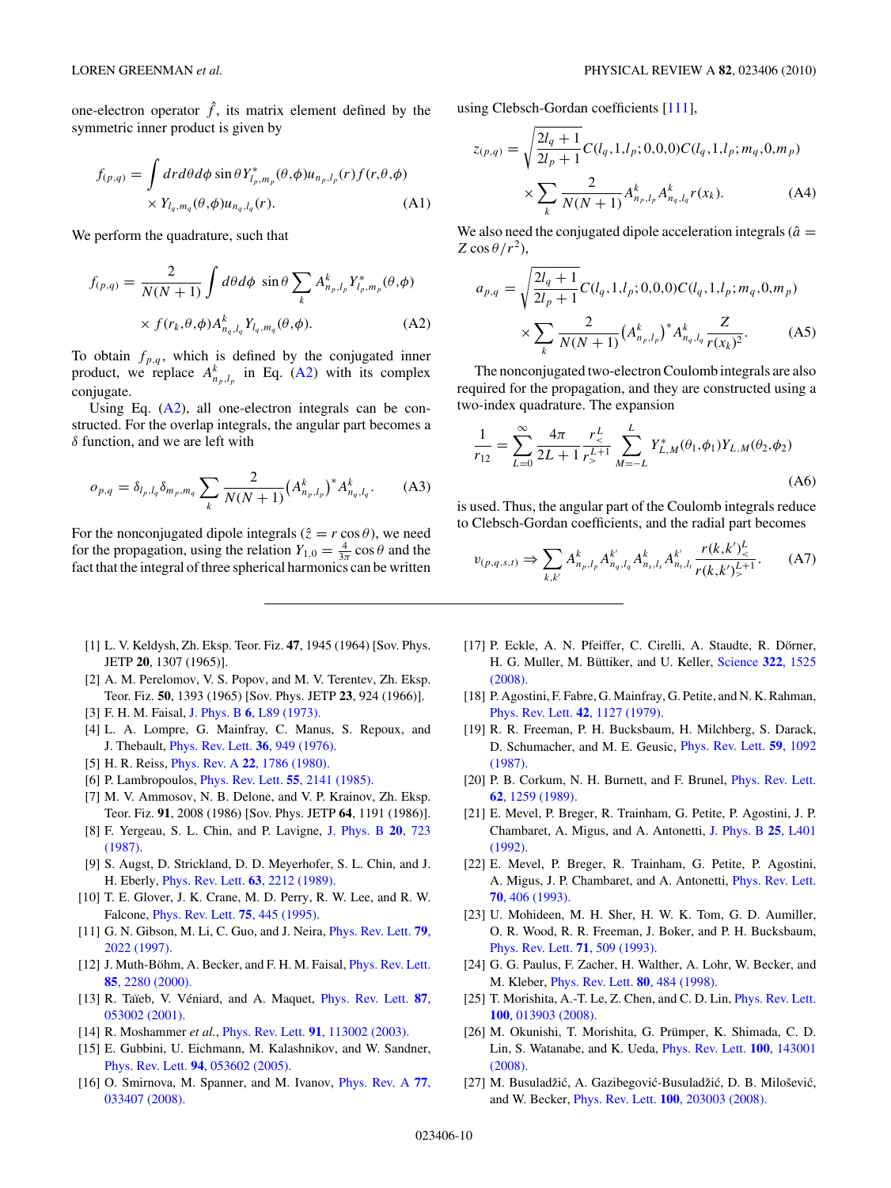one-electron operator $\hat{f}$, its matrix element defined by the symmetric inner product is given by

$$f_{(p,q)} = \int dr d\theta d\phi \sin\theta Y^*_{l_p,m_p}(\theta,\phi) u_{n_p,l_p}(r) f(r,\theta,\phi) \times Y_{l_q,m_q}(\theta,\phi) u_{n_q,l_q}(r). \quad \text{(A1)}$$

We perform the quadrature, such that

$$f_{(p,q)} = \frac{2}{N(N+1)} \int d\theta d\phi \ \sin\theta \sum_k A^k_{n_p,l_p} Y^*_{l_p,m_p}(\theta,\phi) \times f(r_k,\theta,\phi) A^k_{n_q,l_q} Y_{l_q,m_q}(\theta,\phi). \quad \text{(A2)}$$

To obtain $f_{p,q}$, which is defined by the conjugated inner product, we replace $A^k_{n_p,l_p}$ in Eq. (A2) with its complex conjugate.

Using Eq. (A2), all one-electron integrals can be constructed. For the overlap integrals, the angular part becomes a $\delta$ function, and we are left with

$$o_{p,q} = \delta_{l_p,l_q}\delta_{m_p,m_q} \sum_k \frac{2}{N(N+1)} \left(A^k_{n_p,l_p}\right)^* A^k_{n_q,l_q}. \quad \text{(A3)}$$

For the nonconjugated dipole integrals ($\hat{z} = r\cos\theta$), we need for the propagation, using the relation $Y_{1,0} = \frac{4}{3\pi}\cos\theta$ and the fact that the integral of three spherical harmonics can be written using Clebsch-Gordan coefficients [111],

$$z_{(p,q)} = \sqrt{\frac{2l_q+1}{2l_p+1}} C(l_q,1,l_p;0,0,0) C(l_q,1,l_p;m_q,0,m_p) \times \sum_k \frac{2}{N(N+1)} A^k_{n_p,l_p} A^k_{n_q,l_q} r(x_k). \quad \text{(A4)}$$

We also need the conjugated dipole acceleration integrals ($\hat{a} = Z\cos\theta/r^2$),

$$a_{p,q} = \sqrt{\frac{2l_q+1}{2l_p+1}} C(l_q,1,l_p;0,0,0) C(l_q,1,l_p;m_q,0,m_p) \times \sum_k \frac{2}{N(N+1)} \left(A^k_{n_p,l_p}\right)^* A^k_{n_q,l_q} \frac{Z}{r(x_k)^2}. \quad \text{(A5)}$$

The nonconjugated two-electron Coulomb integrals are also required for the propagation, and they are constructed using a two-index quadrature. The expansion

$$\frac{1}{r_{12}} = \sum_{L=0}^{\infty} \frac{4\pi}{2L+1} \frac{r^L_<}{r^{L+1}_>} \sum_{M=-L}^{L} Y^*_{L,M}(\theta_1,\phi_1) Y_{L,M}(\theta_2,\phi_2) \quad \text{(A6)}$$

is used. Thus, the angular part of the Coulomb integrals reduce to Clebsch-Gordan coefficients, and the radial part becomes

$$v_{(p,q,s,t)} \Rightarrow \sum_{k,k'} A^k_{n_p,l_p} A^{k'}_{n_q,l_q} A^k_{n_s,l_s} A^{k'}_{n_t,l_t} \frac{r(k,k')^L_<}{r(k,k')^{L+1}_>}. \quad \text{(A7)}$$

---

[1] L. V. Keldysh, Zh. Eksp. Teor. Fiz. **47**, 1945 (1964) [Sov. Phys. JETP **20**, 1307 (1965)].

[2] A. M. Perelomov, V. S. Popov, and M. V. Terentev, Zh. Eksp. Teor. Fiz. **50**, 1393 (1965) [Sov. Phys. JETP **23**, 924 (1966)].

[3] F. H. M. Faisal, J. Phys. B **6**, L89 (1973).

[4] L. A. Lompre, G. Mainfray, C. Manus, S. Repoux, and J. Thebault, Phys. Rev. Lett. **36**, 949 (1976).

[5] H. R. Reiss, Phys. Rev. A **22**, 1786 (1980).

[6] P. Lambropoulos, Phys. Rev. Lett. **55**, 2141 (1985).

[7] M. V. Ammosov, N. B. Delone, and V. P. Krainov, Zh. Eksp. Teor. Fiz. **91**, 2008 (1986) [Sov. Phys. JETP **64**, 1191 (1986)].

[8] F. Yergeau, S. L. Chin, and P. Lavigne, J. Phys. B **20**, 723 (1987).

[9] S. Augst, D. Strickland, D. D. Meyerhofer, S. L. Chin, and J. H. Eberly, Phys. Rev. Lett. **63**, 2212 (1989).

[10] T. E. Glover, J. K. Crane, M. D. Perry, R. W. Lee, and R. W. Falcone, Phys. Rev. Lett. **75**, 445 (1995).

[11] G. N. Gibson, M. Li, C. Guo, and J. Neira, Phys. Rev. Lett. **79**, 2022 (1997).

[12] J. Muth-Böhm, A. Becker, and F. H. M. Faisal, Phys. Rev. Lett. **85**, 2280 (2000).

[13] R. Taïeb, V. Véniard, and A. Maquet, Phys. Rev. Lett. **87**, 053002 (2001).

[14] R. Moshammer *et al.*, Phys. Rev. Lett. **91**, 113002 (2003).

[15] E. Gubbini, U. Eichmann, M. Kalashnikov, and W. Sandner, Phys. Rev. Lett. **94**, 053602 (2005).

[16] O. Smirnova, M. Spanner, and M. Ivanov, Phys. Rev. A **77**, 033407 (2008).

[17] P. Eckle, A. N. Pfeiffer, C. Cirelli, A. Staudte, R. Dörner, H. G. Muller, M. Büttiker, and U. Keller, Science **322**, 1525 (2008).

[18] P. Agostini, F. Fabre, G. Mainfray, G. Petite, and N. K. Rahman, Phys. Rev. Lett. **42**, 1127 (1979).

[19] R. R. Freeman, P. H. Bucksbaum, H. Milchberg, S. Darack, D. Schumacher, and M. E. Geusic, Phys. Rev. Lett. **59**, 1092 (1987).

[20] P. B. Corkum, N. H. Burnett, and F. Brunel, Phys. Rev. Lett. **62**, 1259 (1989).

[21] E. Mevel, P. Breger, R. Trainham, G. Petite, P. Agostini, J. P. Chambaret, A. Migus, and A. Antonetti, J. Phys. B **25**, L401 (1992).

[22] E. Mevel, P. Breger, R. Trainham, G. Petite, P. Agostini, A. Migus, J. P. Chambaret, and A. Antonetti, Phys. Rev. Lett. **70**, 406 (1993).

[23] U. Mohideen, M. H. Sher, H. W. K. Tom, G. D. Aumiller, O. R. Wood, R. R. Freeman, J. Boker, and P. H. Bucksbaum, Phys. Rev. Lett. **71**, 509 (1993).

[24] G. G. Paulus, F. Zacher, H. Walther, A. Lohr, W. Becker, and M. Kleber, Phys. Rev. Lett. **80**, 484 (1998).

[25] T. Morishita, A.-T. Le, Z. Chen, and C. D. Lin, Phys. Rev. Lett. **100**, 013903 (2008).

[26] M. Okunishi, T. Morishita, G. Prümper, K. Shimada, C. D. Lin, S. Watanabe, and K. Ueda, Phys. Rev. Lett. **100**, 143001 (2008).

[27] M. Busuladžić, A. Gazibegović-Busuladžić, D. B. Milošević, and W. Becker, Phys. Rev. Lett. **100**, 203003 (2008).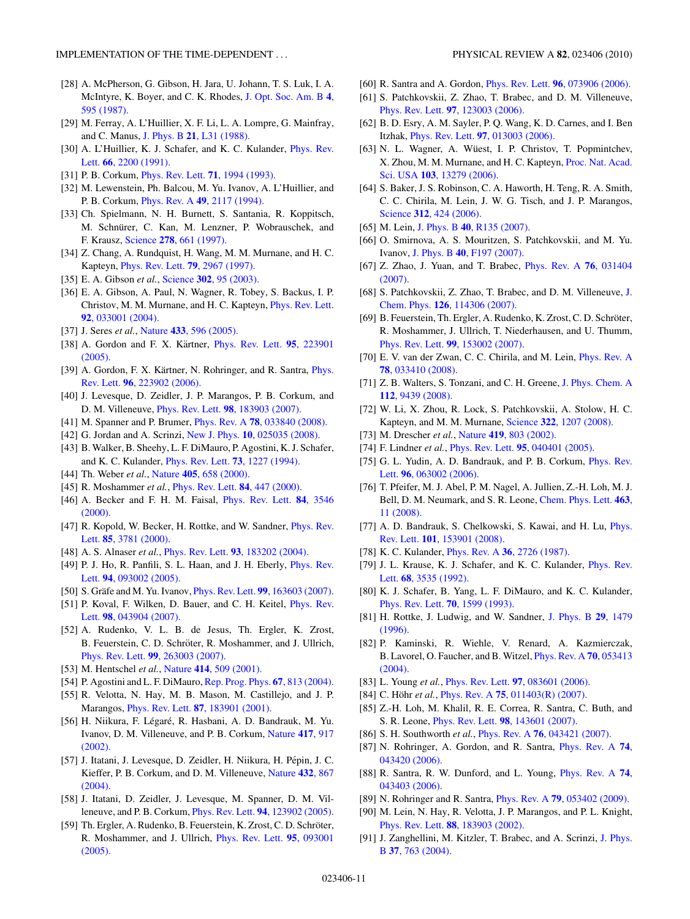[28] A. McPherson, G. Gibson, H. Jara, U. Johann, T. S. Luk, I. A. McIntyre, K. Boyer, and C. K. Rhodes, J. Opt. Soc. Am. B **4**, 595 (1987).

[29] M. Ferray, A. L'Huillier, X. F. Li, L. A. Lompre, G. Mainfray, and C. Manus, J. Phys. B **21**, L31 (1988).

[30] A. L'Huillier, K. J. Schafer, and K. C. Kulander, Phys. Rev. Lett. **66**, 2200 (1991).

[31] P. B. Corkum, Phys. Rev. Lett. **71**, 1994 (1993).

[32] M. Lewenstein, Ph. Balcou, M. Yu. Ivanov, A. L'Huillier, and P. B. Corkum, Phys. Rev. A **49**, 2117 (1994).

[33] Ch. Spielmann, N. H. Burnett, S. Santania, R. Koppitsch, M. Schnürer, C. Kan, M. Lenzner, P. Wobrauschek, and F. Krausz, Science **278**, 661 (1997).

[34] Z. Chang, A. Rundquist, H. Wang, M. M. Murnane, and H. C. Kapteyn, Phys. Rev. Lett. **79**, 2967 (1997).

[35] E. A. Gibson *et al.*, Science **302**, 95 (2003).

[36] E. A. Gibson, A. Paul, N. Wagner, R. Tobey, S. Backus, I. P. Christov, M. M. Murnane, and H. C. Kapteyn, Phys. Rev. Lett. **92**, 033001 (2004).

[37] J. Seres *et al.*, Nature **433**, 596 (2005).

[38] A. Gordon and F. X. Kärtner, Phys. Rev. Lett. **95**, 223901 (2005).

[39] A. Gordon, F. X. Kärtner, N. Rohringer, and R. Santra, Phys. Rev. Lett. **96**, 223902 (2006).

[40] J. Levesque, D. Zeidler, J. P. Marangos, P. B. Corkum, and D. M. Villeneuve, Phys. Rev. Lett. **98**, 183903 (2007).

[41] M. Spanner and P. Brumer, Phys. Rev. A **78**, 033840 (2008).

[42] G. Jordan and A. Scrinzi, New J. Phys. **10**, 025035 (2008).

[43] B. Walker, B. Sheehy, L. F. DiMauro, P. Agostini, K. J. Schafer, and K. C. Kulander, Phys. Rev. Lett. **73**, 1227 (1994).

[44] Th. Weber *et al.*, Nature **405**, 658 (2000).

[45] R. Moshammer *et al.*, Phys. Rev. Lett. **84**, 447 (2000).

[46] A. Becker and F. H. M. Faisal, Phys. Rev. Lett. **84**, 3546 (2000).

[47] R. Kopold, W. Becker, H. Rottke, and W. Sandner, Phys. Rev. Lett. **85**, 3781 (2000).

[48] A. S. Alnaser *et al.*, Phys. Rev. Lett. **93**, 183202 (2004).

[49] P. J. Ho, R. Panfili, S. L. Haan, and J. H. Eberly, Phys. Rev. Lett. **94**, 093002 (2005).

[50] S. Gräfe and M. Yu. Ivanov, Phys. Rev. Lett. **99**, 163603 (2007).

[51] P. Koval, F. Wilken, D. Bauer, and C. H. Keitel, Phys. Rev. Lett. **98**, 043904 (2007).

[52] A. Rudenko, V. L. B. de Jesus, Th. Ergler, K. Zrost, B. Feuerstein, C. D. Schröter, R. Moshammer, and J. Ullrich, Phys. Rev. Lett. **99**, 263003 (2007).

[53] M. Hentschel *et al.*, Nature **414**, 509 (2001).

[54] P. Agostini and L. F. DiMauro, Rep. Prog. Phys. **67**, 813 (2004).

[55] R. Velotta, N. Hay, M. B. Mason, M. Castillejo, and J. P. Marangos, Phys. Rev. Lett. **87**, 183901 (2001).

[56] H. Niikura, F. Légaré, R. Hasbani, A. D. Bandrauk, M. Yu. Ivanov, D. M. Villeneuve, and P. B. Corkum, Nature **417**, 917 (2002).

[57] J. Itatani, J. Levesque, D. Zeidler, H. Niikura, H. Pépin, J. C. Kieffer, P. B. Corkum, and D. M. Villeneuve, Nature **432**, 867 (2004).

[58] J. Itatani, D. Zeidler, J. Levesque, M. Spanner, D. M. Villeneuve, and P. B. Corkum, Phys. Rev. Lett. **94**, 123902 (2005).

[59] Th. Ergler, A. Rudenko, B. Feuerstein, K. Zrost, C. D. Schröter, R. Moshammer, and J. Ullrich, Phys. Rev. Lett. **95**, 093001 (2005).

[60] R. Santra and A. Gordon, Phys. Rev. Lett. **96**, 073906 (2006).

[61] S. Patchkovskii, Z. Zhao, T. Brabec, and D. M. Villeneuve, Phys. Rev. Lett. **97**, 123003 (2006).

[62] B. D. Esry, A. M. Sayler, P. Q. Wang, K. D. Carnes, and I. Ben Itzhak, Phys. Rev. Lett. **97**, 013003 (2006).

[63] N. L. Wagner, A. Wüest, I. P. Christov, T. Popmintchev, X. Zhou, M. M. Murnane, and H. C. Kapteyn, Proc. Nat. Acad. Sci. USA **103**, 13279 (2006).

[64] S. Baker, J. S. Robinson, C. A. Haworth, H. Teng, R. A. Smith, C. C. Chirila, M. Lein, J. W. G. Tisch, and J. P. Marangos, Science **312**, 424 (2006).

[65] M. Lein, J. Phys. B **40**, R135 (2007).

[66] O. Smirnova, A. S. Mouritzen, S. Patchkovskii, and M. Yu. Ivanov, J. Phys. B **40**, F197 (2007).

[67] Z. Zhao, J. Yuan, and T. Brabec, Phys. Rev. A **76**, 031404 (2007).

[68] S. Patchkovskii, Z. Zhao, T. Brabec, and D. M. Villeneuve, J. Chem. Phys. **126**, 114306 (2007).

[69] B. Feuerstein, Th. Ergler, A. Rudenko, K. Zrost, C. D. Schröter, R. Moshammer, J. Ullrich, T. Niederhausen, and U. Thumm, Phys. Rev. Lett. **99**, 153002 (2007).

[70] E. V. van der Zwan, C. C. Chirila, and M. Lein, Phys. Rev. A **78**, 033410 (2008).

[71] Z. B. Walters, S. Tonzani, and C. H. Greene, J. Phys. Chem. A **112**, 9439 (2008).

[72] W. Li, X. Zhou, R. Lock, S. Patchkovskii, A. Stolow, H. C. Kapteyn, and M. M. Murnane, Science **322**, 1207 (2008).

[73] M. Drescher *et al.*, Nature **419**, 803 (2002).

[74] F. Lindner *et al.*, Phys. Rev. Lett. **95**, 040401 (2005).

[75] G. L. Yudin, A. D. Bandrauk, and P. B. Corkum, Phys. Rev. Lett. **96**, 063002 (2006).

[76] T. Pfeifer, M. J. Abel, P. M. Nagel, A. Jullien, Z.-H. Loh, M. J. Bell, D. M. Neumark, and S. R. Leone, Chem. Phys. Lett. **463**, 11 (2008).

[77] A. D. Bandrauk, S. Chelkowski, S. Kawai, and H. Lu, Phys. Rev. Lett. **101**, 153901 (2008).

[78] K. C. Kulander, Phys. Rev. A **36**, 2726 (1987).

[79] J. L. Krause, K. J. Schafer, and K. C. Kulander, Phys. Rev. Lett. **68**, 3535 (1992).

[80] K. J. Schafer, B. Yang, L. F. DiMauro, and K. C. Kulander, Phys. Rev. Lett. **70**, 1599 (1993).

[81] H. Rottke, J. Ludwig, and W. Sandner, J. Phys. B **29**, 1479 (1996).

[82] P. Kaminski, R. Wiehle, V. Renard, A. Kazmierczak, B. Lavorel, O. Faucher, and B. Witzel, Phys. Rev. A **70**, 053413 (2004).

[83] L. Young *et al.*, Phys. Rev. Lett. **97**, 083601 (2006).

[84] C. Höhr *et al.*, Phys. Rev. A **75**, 011403(R) (2007).

[85] Z.-H. Loh, M. Khalil, R. E. Correa, R. Santra, C. Buth, and S. R. Leone, Phys. Rev. Lett. **98**, 143601 (2007).

[86] S. H. Southworth *et al.*, Phys. Rev. A **76**, 043421 (2007).

[87] N. Rohringer, A. Gordon, and R. Santra, Phys. Rev. A **74**, 043420 (2006).

[88] R. Santra, R. W. Dunford, and L. Young, Phys. Rev. A **74**, 043403 (2006).

[89] N. Rohringer and R. Santra, Phys. Rev. A **79**, 053402 (2009).

[90] M. Lein, N. Hay, R. Velotta, J. P. Marangos, and P. L. Knight, Phys. Rev. Lett. **88**, 183903 (2002).

[91] J. Zanghellini, M. Kitzler, T. Brabec, and A. Scrinzi, J. Phys. B **37**, 763 (2004).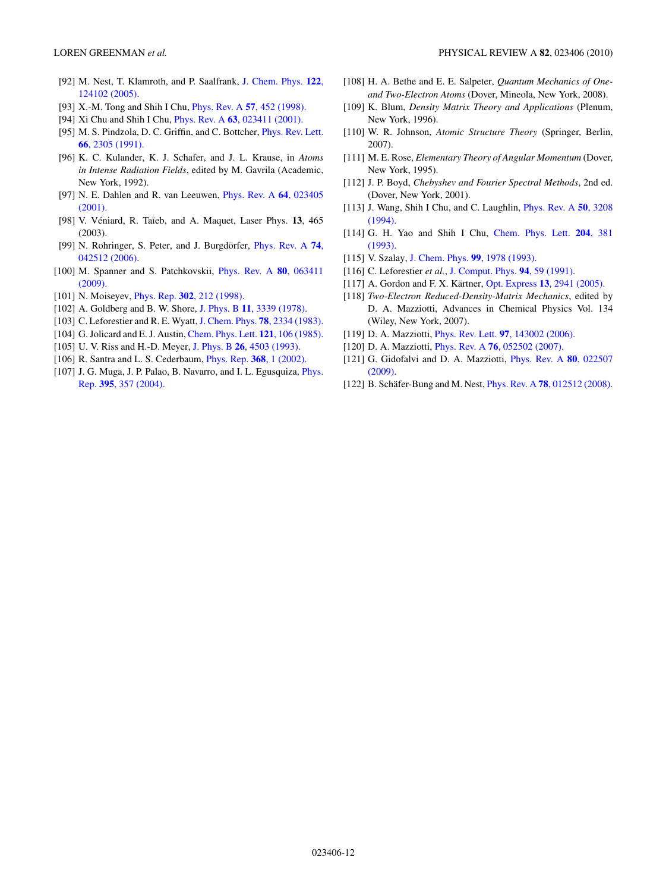[92] M. Nest, T. Klamroth, and P. Saalfrank, J. Chem. Phys. **122**, 124102 (2005).

[93] X.-M. Tong and Shih I Chu, Phys. Rev. A **57**, 452 (1998).

[94] Xi Chu and Shih I Chu, Phys. Rev. A **63**, 023411 (2001).

[95] M. S. Pindzola, D. C. Griffin, and C. Bottcher, Phys. Rev. Lett. **66**, 2305 (1991).

[96] K. C. Kulander, K. J. Schafer, and J. L. Krause, in *Atoms in Intense Radiation Fields*, edited by M. Gavrila (Academic, New York, 1992).

[97] N. E. Dahlen and R. van Leeuwen, Phys. Rev. A **64**, 023405 (2001).

[98] V. Véniard, R. Taïeb, and A. Maquet, Laser Phys. **13**, 465 (2003).

[99] N. Rohringer, S. Peter, and J. Burgdörfer, Phys. Rev. A **74**, 042512 (2006).

[100] M. Spanner and S. Patchkovskii, Phys. Rev. A **80**, 063411 (2009).

[101] N. Moiseyev, Phys. Rep. **302**, 212 (1998).

[102] A. Goldberg and B. W. Shore, J. Phys. B **11**, 3339 (1978).

[103] C. Leforestier and R. E. Wyatt, J. Chem. Phys. **78**, 2334 (1983).

[104] G. Jolicard and E. J. Austin, Chem. Phys. Lett. **121**, 106 (1985).

[105] U. V. Riss and H.-D. Meyer, J. Phys. B **26**, 4503 (1993).

[106] R. Santra and L. S. Cederbaum, Phys. Rep. **368**, 1 (2002).

[107] J. G. Muga, J. P. Palao, B. Navarro, and I. L. Egusquiza, Phys. Rep. **395**, 357 (2004).

[108] H. A. Bethe and E. E. Salpeter, *Quantum Mechanics of One- and Two-Electron Atoms* (Dover, Mineola, New York, 2008).

[109] K. Blum, *Density Matrix Theory and Applications* (Plenum, New York, 1996).

[110] W. R. Johnson, *Atomic Structure Theory* (Springer, Berlin, 2007).

[111] M. E. Rose, *Elementary Theory of Angular Momentum* (Dover, New York, 1995).

[112] J. P. Boyd, *Chebyshev and Fourier Spectral Methods*, 2nd ed. (Dover, New York, 2001).

[113] J. Wang, Shih I Chu, and C. Laughlin, Phys. Rev. A **50**, 3208 (1994).

[114] G. H. Yao and Shih I Chu, Chem. Phys. Lett. **204**, 381 (1993).

[115] V. Szalay, J. Chem. Phys. **99**, 1978 (1993).

[116] C. Leforestier *et al.*, J. Comput. Phys. **94**, 59 (1991).

[117] A. Gordon and F. X. Kärtner, Opt. Express **13**, 2941 (2005).

[118] *Two-Electron Reduced-Density-Matrix Mechanics*, edited by D. A. Mazziotti, Advances in Chemical Physics Vol. 134 (Wiley, New York, 2007).

[119] D. A. Mazziotti, Phys. Rev. Lett. **97**, 143002 (2006).

[120] D. A. Mazziotti, Phys. Rev. A **76**, 052502 (2007).

[121] G. Gidofalvi and D. A. Mazziotti, Phys. Rev. A **80**, 022507 (2009).

[122] B. Schäfer-Bung and M. Nest, Phys. Rev. A **78**, 012512 (2008).